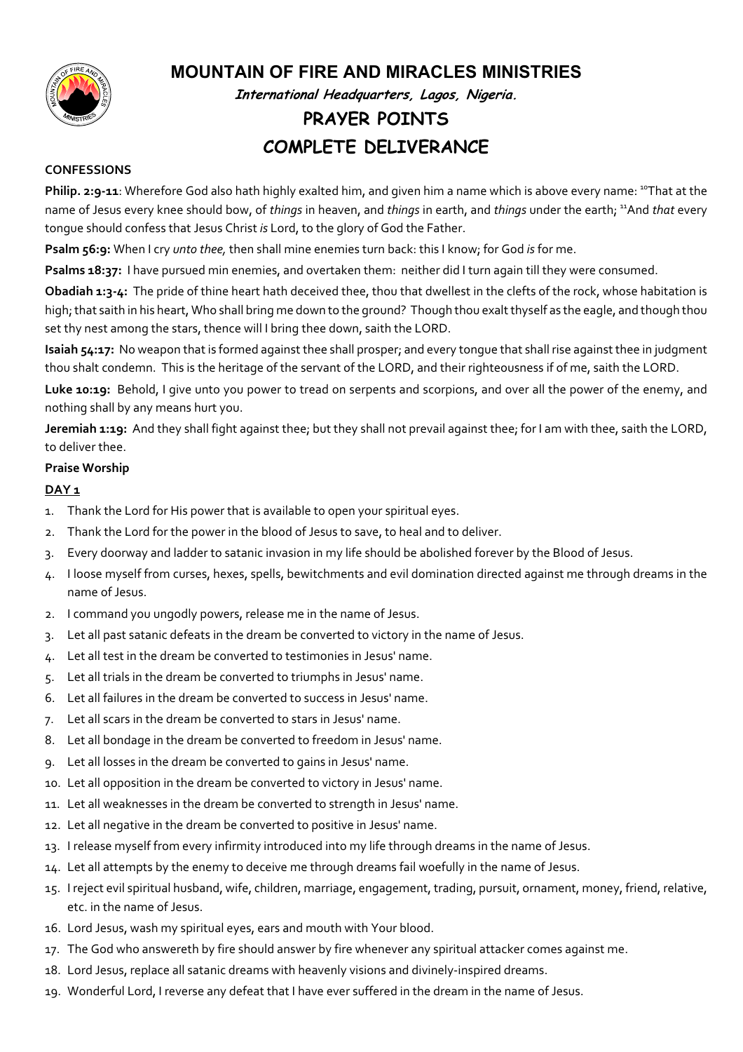# MOUNTAIN OF FIRE AND MIRACLES MINISTRIES

***International Headquarters, Lagos, Nigeria.***

## PRAYER POINTS

## COMPLETE DELIVERANCE

**CONFESSIONS**

**Philip. 2:9-11**: Wherefore God also hath highly exalted him, and given him a name which is above every name: [10]That at the name of Jesus every knee should bow, of *things* in heaven, and *things* in earth, and *things* under the earth; [11]And *that* every tongue should confess that Jesus Christ *is* Lord, to the glory of God the Father.

**Psalm 56:9:** When I cry *unto thee,* then shall mine enemies turn back: this I know; for God *is* for me.

**Psalms 18:37:** I have pursued min enemies, and overtaken them: neither did I turn again till they were consumed.

**Obadiah 1:3-4:** The pride of thine heart hath deceived thee, thou that dwellest in the clefts of the rock, whose habitation is high; that saith in his heart, Who shall bring me down to the ground? Though thou exalt thyself as the eagle, and though thou set thy nest among the stars, thence will I bring thee down, saith the LORD.

**Isaiah 54:17:** No weapon that is formed against thee shall prosper; and every tongue that shall rise against thee in judgment thou shalt condemn. This is the heritage of the servant of the LORD, and their righteousness if of me, saith the LORD.

**Luke 10:19:** Behold, I give unto you power to tread on serpents and scorpions, and over all the power of the enemy, and nothing shall by any means hurt you.

**Jeremiah 1:19:** And they shall fight against thee; but they shall not prevail against thee; for I am with thee, saith the LORD, to deliver thee.

**Praise Worship**

**DAY 1**

1. Thank the Lord for His power that is available to open your spiritual eyes.
2. Thank the Lord for the power in the blood of Jesus to save, to heal and to deliver.
3. Every doorway and ladder to satanic invasion in my life should be abolished forever by the Blood of Jesus.
4. I loose myself from curses, hexes, spells, bewitchments and evil domination directed against me through dreams in the name of Jesus.

2. I command you ungodly powers, release me in the name of Jesus.
3. Let all past satanic defeats in the dream be converted to victory in the name of Jesus.
4. Let all test in the dream be converted to testimonies in Jesus' name.
5. Let all trials in the dream be converted to triumphs in Jesus' name.
6. Let all failures in the dream be converted to success in Jesus' name.
7. Let all scars in the dream be converted to stars in Jesus' name.
8. Let all bondage in the dream be converted to freedom in Jesus' name.
9. Let all losses in the dream be converted to gains in Jesus' name.
10. Let all opposition in the dream be converted to victory in Jesus' name.
11. Let all weaknesses in the dream be converted to strength in Jesus' name.
12. Let all negative in the dream be converted to positive in Jesus' name.
13. I release myself from every infirmity introduced into my life through dreams in the name of Jesus.
14. Let all attempts by the enemy to deceive me through dreams fail woefully in the name of Jesus.
15. I reject evil spiritual husband, wife, children, marriage, engagement, trading, pursuit, ornament, money, friend, relative, etc. in the name of Jesus.
16. Lord Jesus, wash my spiritual eyes, ears and mouth with Your blood.
17. The God who answereth by fire should answer by fire whenever any spiritual attacker comes against me.
18. Lord Jesus, replace all satanic dreams with heavenly visions and divinely-inspired dreams.
19. Wonderful Lord, I reverse any defeat that I have ever suffered in the dream in the name of Jesus.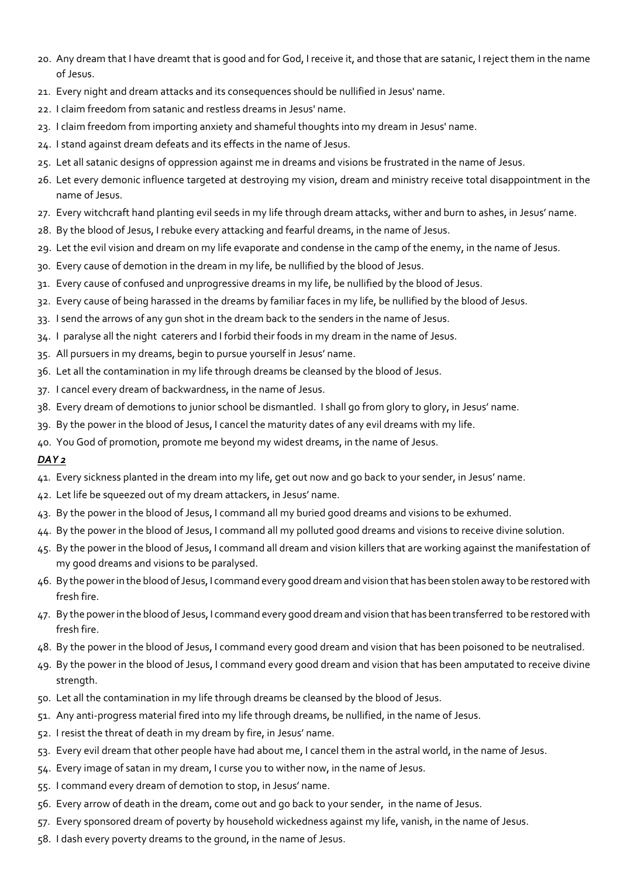20. Any dream that I have dreamt that is good and for God, I receive it, and those that are satanic, I reject them in the name of Jesus.
21. Every night and dream attacks and its consequences should be nullified in Jesus' name.
22. I claim freedom from satanic and restless dreams in Jesus' name.
23. I claim freedom from importing anxiety and shameful thoughts into my dream in Jesus' name.
24. I stand against dream defeats and its effects in the name of Jesus.
25. Let all satanic designs of oppression against me in dreams and visions be frustrated in the name of Jesus.
26. Let every demonic influence targeted at destroying my vision, dream and ministry receive total disappointment in the name of Jesus.
27. Every witchcraft hand planting evil seeds in my life through dream attacks, wither and burn to ashes, in Jesus' name.
28. By the blood of Jesus, I rebuke every attacking and fearful dreams, in the name of Jesus.
29. Let the evil vision and dream on my life evaporate and condense in the camp of the enemy, in the name of Jesus.
30. Every cause of demotion in the dream in my life, be nullified by the blood of Jesus.
31. Every cause of confused and unprogressive dreams in my life, be nullified by the blood of Jesus.
32. Every cause of being harassed in the dreams by familiar faces in my life, be nullified by the blood of Jesus.
33. I send the arrows of any gun shot in the dream back to the senders in the name of Jesus.
34. I paralyse all the night caterers and I forbid their foods in my dream in the name of Jesus.
35. All pursuers in my dreams, begin to pursue yourself in Jesus' name.
36. Let all the contamination in my life through dreams be cleansed by the blood of Jesus.
37. I cancel every dream of backwardness, in the name of Jesus.
38. Every dream of demotions to junior school be dismantled. I shall go from glory to glory, in Jesus' name.
39. By the power in the blood of Jesus, I cancel the maturity dates of any evil dreams with my life.
40. You God of promotion, promote me beyond my widest dreams, in the name of Jesus.

***DAY 2***

41. Every sickness planted in the dream into my life, get out now and go back to your sender, in Jesus' name.
42. Let life be squeezed out of my dream attackers, in Jesus' name.
43. By the power in the blood of Jesus, I command all my buried good dreams and visions to be exhumed.
44. By the power in the blood of Jesus, I command all my polluted good dreams and visions to receive divine solution.
45. By the power in the blood of Jesus, I command all dream and vision killers that are working against the manifestation of my good dreams and visions to be paralysed.
46. By the power in the blood of Jesus, I command every good dream and vision that has been stolen away to be restored with fresh fire.
47. By the power in the blood of Jesus, I command every good dream and vision that has been transferred to be restored with fresh fire.
48. By the power in the blood of Jesus, I command every good dream and vision that has been poisoned to be neutralised.
49. By the power in the blood of Jesus, I command every good dream and vision that has been amputated to receive divine strength.
50. Let all the contamination in my life through dreams be cleansed by the blood of Jesus.
51. Any anti-progress material fired into my life through dreams, be nullified, in the name of Jesus.
52. I resist the threat of death in my dream by fire, in Jesus' name.
53. Every evil dream that other people have had about me, I cancel them in the astral world, in the name of Jesus.
54. Every image of satan in my dream, I curse you to wither now, in the name of Jesus.
55. I command every dream of demotion to stop, in Jesus' name.
56. Every arrow of death in the dream, come out and go back to your sender, in the name of Jesus.
57. Every sponsored dream of poverty by household wickedness against my life, vanish, in the name of Jesus.
58. I dash every poverty dreams to the ground, in the name of Jesus.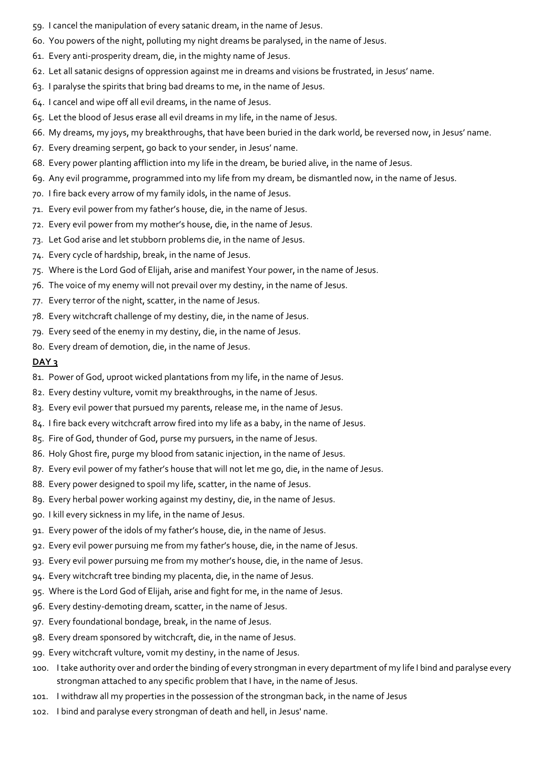59. I cancel the manipulation of every satanic dream, in the name of Jesus.
60. You powers of the night, polluting my night dreams be paralysed, in the name of Jesus.
61. Every anti-prosperity dream, die, in the mighty name of Jesus.
62. Let all satanic designs of oppression against me in dreams and visions be frustrated, in Jesus' name.
63. I paralyse the spirits that bring bad dreams to me, in the name of Jesus.
64. I cancel and wipe off all evil dreams, in the name of Jesus.
65. Let the blood of Jesus erase all evil dreams in my life, in the name of Jesus.
66. My dreams, my joys, my breakthroughs, that have been buried in the dark world, be reversed now, in Jesus' name.
67. Every dreaming serpent, go back to your sender, in Jesus' name.
68. Every power planting affliction into my life in the dream, be buried alive, in the name of Jesus.
69. Any evil programme, programmed into my life from my dream, be dismantled now, in the name of Jesus.
70. I fire back every arrow of my family idols, in the name of Jesus.
71. Every evil power from my father's house, die, in the name of Jesus.
72. Every evil power from my mother's house, die, in the name of Jesus.
73. Let God arise and let stubborn problems die, in the name of Jesus.
74. Every cycle of hardship, break, in the name of Jesus.
75. Where is the Lord God of Elijah, arise and manifest Your power, in the name of Jesus.
76. The voice of my enemy will not prevail over my destiny, in the name of Jesus.
77. Every terror of the night, scatter, in the name of Jesus.
78. Every witchcraft challenge of my destiny, die, in the name of Jesus.
79. Every seed of the enemy in my destiny, die, in the name of Jesus.
80. Every dream of demotion, die, in the name of Jesus.

**DAY 3**

81. Power of God, uproot wicked plantations from my life, in the name of Jesus.
82. Every destiny vulture, vomit my breakthroughs, in the name of Jesus.
83. Every evil power that pursued my parents, release me, in the name of Jesus.
84. I fire back every witchcraft arrow fired into my life as a baby, in the name of Jesus.
85. Fire of God, thunder of God, purse my pursuers, in the name of Jesus.
86. Holy Ghost fire, purge my blood from satanic injection, in the name of Jesus.
87. Every evil power of my father's house that will not let me go, die, in the name of Jesus.
88. Every power designed to spoil my life, scatter, in the name of Jesus.
89. Every herbal power working against my destiny, die, in the name of Jesus.
90. I kill every sickness in my life, in the name of Jesus.
91. Every power of the idols of my father's house, die, in the name of Jesus.
92. Every evil power pursuing me from my father's house, die, in the name of Jesus.
93. Every evil power pursuing me from my mother's house, die, in the name of Jesus.
94. Every witchcraft tree binding my placenta, die, in the name of Jesus.
95. Where is the Lord God of Elijah, arise and fight for me, in the name of Jesus.
96. Every destiny-demoting dream, scatter, in the name of Jesus.
97. Every foundational bondage, break, in the name of Jesus.
98. Every dream sponsored by witchcraft, die, in the name of Jesus.
99. Every witchcraft vulture, vomit my destiny, in the name of Jesus.
100. I take authority over and order the binding of every strongman in every department of my life I bind and paralyse every strongman attached to any specific problem that I have, in the name of Jesus.
101. I withdraw all my properties in the possession of the strongman back, in the name of Jesus
102. I bind and paralyse every strongman of death and hell, in Jesus' name.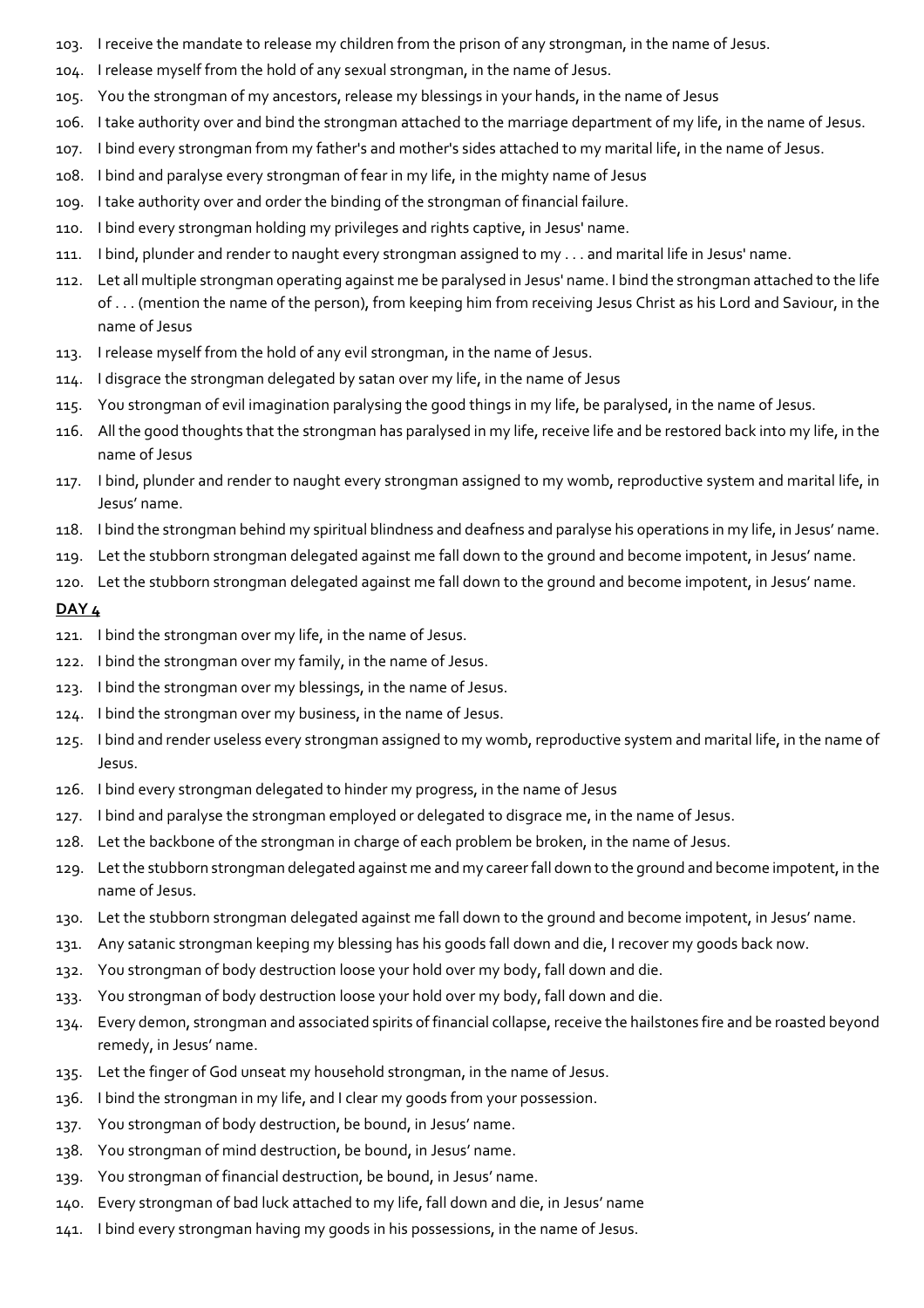103. I receive the mandate to release my children from the prison of any strongman, in the name of Jesus.
104. I release myself from the hold of any sexual strongman, in the name of Jesus.
105. You the strongman of my ancestors, release my blessings in your hands, in the name of Jesus
106. I take authority over and bind the strongman attached to the marriage department of my life, in the name of Jesus.
107. I bind every strongman from my father's and mother's sides attached to my marital life, in the name of Jesus.
108. I bind and paralyse every strongman of fear in my life, in the mighty name of Jesus
109. I take authority over and order the binding of the strongman of financial failure.
110. I bind every strongman holding my privileges and rights captive, in Jesus' name.
111. I bind, plunder and render to naught every strongman assigned to my . . . and marital life in Jesus' name.
112. Let all multiple strongman operating against me be paralysed in Jesus' name. I bind the strongman attached to the life of . . . (mention the name of the person), from keeping him from receiving Jesus Christ as his Lord and Saviour, in the name of Jesus
113. I release myself from the hold of any evil strongman, in the name of Jesus.
114. I disgrace the strongman delegated by satan over my life, in the name of Jesus
115. You strongman of evil imagination paralysing the good things in my life, be paralysed, in the name of Jesus.
116. All the good thoughts that the strongman has paralysed in my life, receive life and be restored back into my life, in the name of Jesus
117. I bind, plunder and render to naught every strongman assigned to my womb, reproductive system and marital life, in Jesus' name.
118. I bind the strongman behind my spiritual blindness and deafness and paralyse his operations in my life, in Jesus' name.
119. Let the stubborn strongman delegated against me fall down to the ground and become impotent, in Jesus' name.
120. Let the stubborn strongman delegated against me fall down to the ground and become impotent, in Jesus' name.

**DAY 4**

121. I bind the strongman over my life, in the name of Jesus.
122. I bind the strongman over my family, in the name of Jesus.
123. I bind the strongman over my blessings, in the name of Jesus.
124. I bind the strongman over my business, in the name of Jesus.
125. I bind and render useless every strongman assigned to my womb, reproductive system and marital life, in the name of Jesus.
126. I bind every strongman delegated to hinder my progress, in the name of Jesus
127. I bind and paralyse the strongman employed or delegated to disgrace me, in the name of Jesus.
128. Let the backbone of the strongman in charge of each problem be broken, in the name of Jesus.
129. Let the stubborn strongman delegated against me and my career fall down to the ground and become impotent, in the name of Jesus.
130. Let the stubborn strongman delegated against me fall down to the ground and become impotent, in Jesus' name.
131. Any satanic strongman keeping my blessing has his goods fall down and die, I recover my goods back now.
132. You strongman of body destruction loose your hold over my body, fall down and die.
133. You strongman of body destruction loose your hold over my body, fall down and die.
134. Every demon, strongman and associated spirits of financial collapse, receive the hailstones fire and be roasted beyond remedy, in Jesus' name.
135. Let the finger of God unseat my household strongman, in the name of Jesus.
136. I bind the strongman in my life, and I clear my goods from your possession.
137. You strongman of body destruction, be bound, in Jesus' name.
138. You strongman of mind destruction, be bound, in Jesus' name.
139. You strongman of financial destruction, be bound, in Jesus' name.
140. Every strongman of bad luck attached to my life, fall down and die, in Jesus' name
141. I bind every strongman having my goods in his possessions, in the name of Jesus.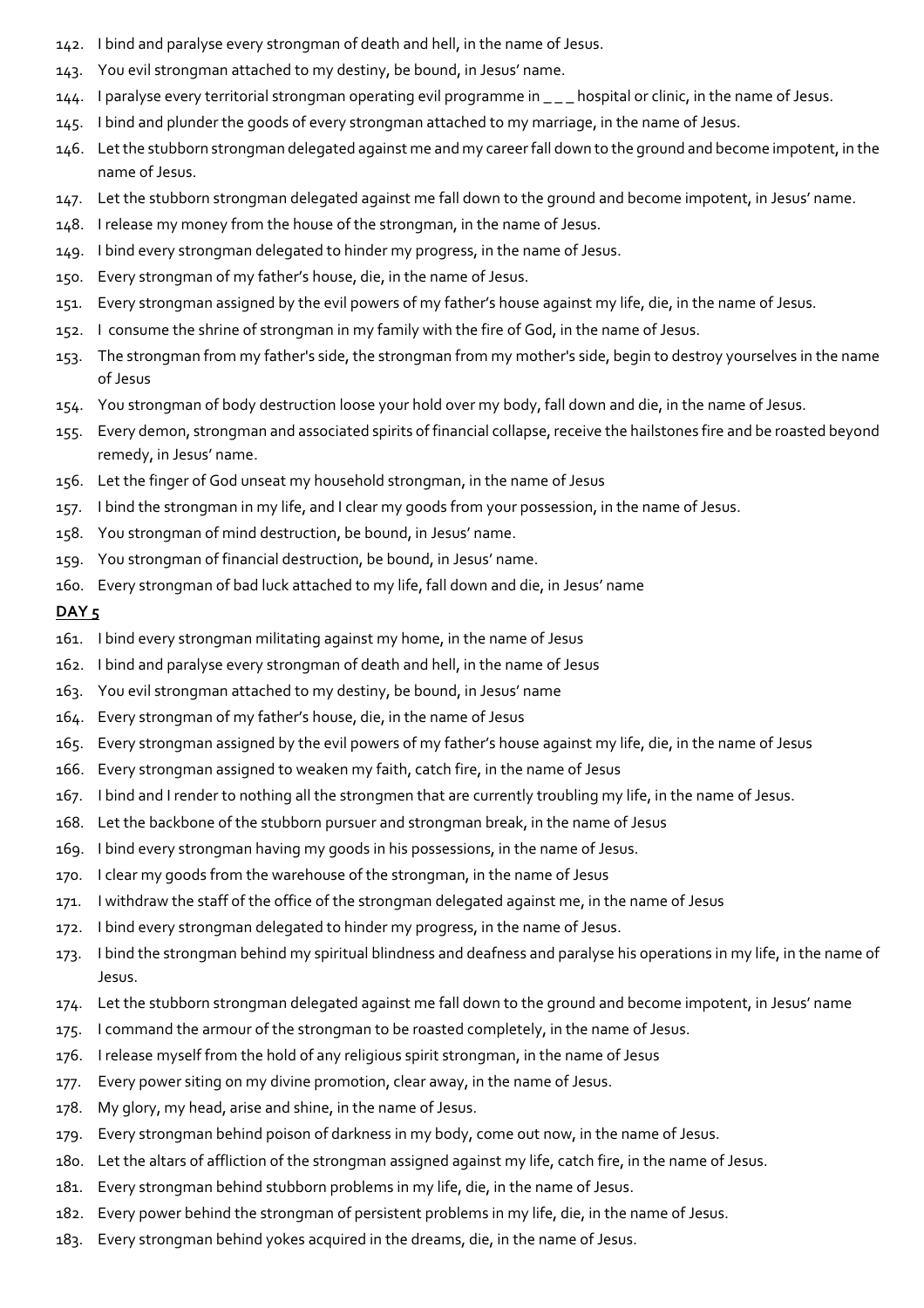142. I bind and paralyse every strongman of death and hell, in the name of Jesus.
143. You evil strongman attached to my destiny, be bound, in Jesus' name.
144. I paralyse every territorial strongman operating evil programme in _ _ _ hospital or clinic, in the name of Jesus.
145. I bind and plunder the goods of every strongman attached to my marriage, in the name of Jesus.
146. Let the stubborn strongman delegated against me and my career fall down to the ground and become impotent, in the name of Jesus.
147. Let the stubborn strongman delegated against me fall down to the ground and become impotent, in Jesus' name.
148. I release my money from the house of the strongman, in the name of Jesus.
149. I bind every strongman delegated to hinder my progress, in the name of Jesus.
150. Every strongman of my father's house, die, in the name of Jesus.
151. Every strongman assigned by the evil powers of my father's house against my life, die, in the name of Jesus.
152. I consume the shrine of strongman in my family with the fire of God, in the name of Jesus.
153. The strongman from my father's side, the strongman from my mother's side, begin to destroy yourselves in the name of Jesus
154. You strongman of body destruction loose your hold over my body, fall down and die, in the name of Jesus.
155. Every demon, strongman and associated spirits of financial collapse, receive the hailstones fire and be roasted beyond remedy, in Jesus' name.
156. Let the finger of God unseat my household strongman, in the name of Jesus
157. I bind the strongman in my life, and I clear my goods from your possession, in the name of Jesus.
158. You strongman of mind destruction, be bound, in Jesus' name.
159. You strongman of financial destruction, be bound, in Jesus' name.
160. Every strongman of bad luck attached to my life, fall down and die, in Jesus' name

**DAY 5**

161. I bind every strongman militating against my home, in the name of Jesus
162. I bind and paralyse every strongman of death and hell, in the name of Jesus
163. You evil strongman attached to my destiny, be bound, in Jesus' name
164. Every strongman of my father's house, die, in the name of Jesus
165. Every strongman assigned by the evil powers of my father's house against my life, die, in the name of Jesus
166. Every strongman assigned to weaken my faith, catch fire, in the name of Jesus
167. I bind and I render to nothing all the strongmen that are currently troubling my life, in the name of Jesus.
168. Let the backbone of the stubborn pursuer and strongman break, in the name of Jesus
169. I bind every strongman having my goods in his possessions, in the name of Jesus.
170. I clear my goods from the warehouse of the strongman, in the name of Jesus
171. I withdraw the staff of the office of the strongman delegated against me, in the name of Jesus
172. I bind every strongman delegated to hinder my progress, in the name of Jesus.
173. I bind the strongman behind my spiritual blindness and deafness and paralyse his operations in my life, in the name of Jesus.
174. Let the stubborn strongman delegated against me fall down to the ground and become impotent, in Jesus' name
175. I command the armour of the strongman to be roasted completely, in the name of Jesus.
176. I release myself from the hold of any religious spirit strongman, in the name of Jesus
177. Every power siting on my divine promotion, clear away, in the name of Jesus.
178. My glory, my head, arise and shine, in the name of Jesus.
179. Every strongman behind poison of darkness in my body, come out now, in the name of Jesus.
180. Let the altars of affliction of the strongman assigned against my life, catch fire, in the name of Jesus.
181. Every strongman behind stubborn problems in my life, die, in the name of Jesus.
182. Every power behind the strongman of persistent problems in my life, die, in the name of Jesus.
183. Every strongman behind yokes acquired in the dreams, die, in the name of Jesus.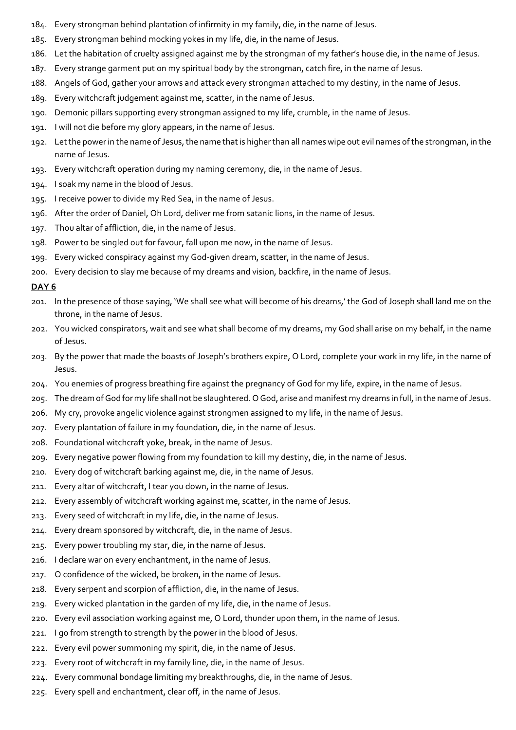184. Every strongman behind plantation of infirmity in my family, die, in the name of Jesus.
185. Every strongman behind mocking yokes in my life, die, in the name of Jesus.
186. Let the habitation of cruelty assigned against me by the strongman of my father's house die, in the name of Jesus.
187. Every strange garment put on my spiritual body by the strongman, catch fire, in the name of Jesus.
188. Angels of God, gather your arrows and attack every strongman attached to my destiny, in the name of Jesus.
189. Every witchcraft judgement against me, scatter, in the name of Jesus.
190. Demonic pillars supporting every strongman assigned to my life, crumble, in the name of Jesus.
191. I will not die before my glory appears, in the name of Jesus.
192. Let the power in the name of Jesus, the name that is higher than all names wipe out evil names of the strongman, in the name of Jesus.
193. Every witchcraft operation during my naming ceremony, die, in the name of Jesus.
194. I soak my name in the blood of Jesus.
195. I receive power to divide my Red Sea, in the name of Jesus.
196. After the order of Daniel, Oh Lord, deliver me from satanic lions, in the name of Jesus.
197. Thou altar of affliction, die, in the name of Jesus.
198. Power to be singled out for favour, fall upon me now, in the name of Jesus.
199. Every wicked conspiracy against my God-given dream, scatter, in the name of Jesus.
200. Every decision to slay me because of my dreams and vision, backfire, in the name of Jesus.

**DAY 6**

201. In the presence of those saying, 'We shall see what will become of his dreams,' the God of Joseph shall land me on the throne, in the name of Jesus.
202. You wicked conspirators, wait and see what shall become of my dreams, my God shall arise on my behalf, in the name of Jesus.
203. By the power that made the boasts of Joseph's brothers expire, O Lord, complete your work in my life, in the name of Jesus.
204. You enemies of progress breathing fire against the pregnancy of God for my life, expire, in the name of Jesus.
205. The dream of God for my life shall not be slaughtered. O God, arise and manifest my dreams in full, in the name of Jesus.
206. My cry, provoke angelic violence against strongmen assigned to my life, in the name of Jesus.
207. Every plantation of failure in my foundation, die, in the name of Jesus.
208. Foundational witchcraft yoke, break, in the name of Jesus.
209. Every negative power flowing from my foundation to kill my destiny, die, in the name of Jesus.
210. Every dog of witchcraft barking against me, die, in the name of Jesus.
211. Every altar of witchcraft, I tear you down, in the name of Jesus.
212. Every assembly of witchcraft working against me, scatter, in the name of Jesus.
213. Every seed of witchcraft in my life, die, in the name of Jesus.
214. Every dream sponsored by witchcraft, die, in the name of Jesus.
215. Every power troubling my star, die, in the name of Jesus.
216. I declare war on every enchantment, in the name of Jesus.
217. O confidence of the wicked, be broken, in the name of Jesus.
218. Every serpent and scorpion of affliction, die, in the name of Jesus.
219. Every wicked plantation in the garden of my life, die, in the name of Jesus.
220. Every evil association working against me, O Lord, thunder upon them, in the name of Jesus.
221. I go from strength to strength by the power in the blood of Jesus.
222. Every evil power summoning my spirit, die, in the name of Jesus.
223. Every root of witchcraft in my family line, die, in the name of Jesus.
224. Every communal bondage limiting my breakthroughs, die, in the name of Jesus.
225. Every spell and enchantment, clear off, in the name of Jesus.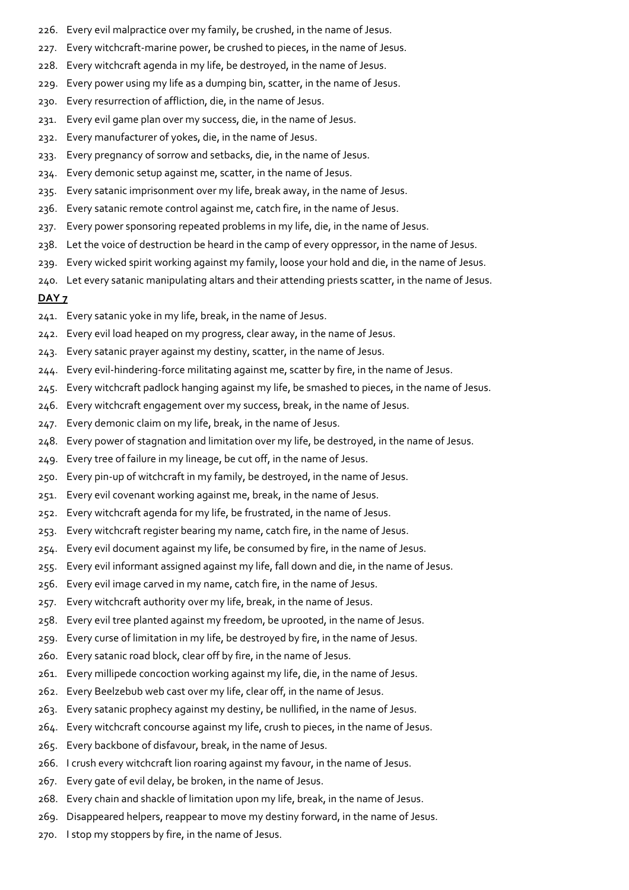226. Every evil malpractice over my family, be crushed, in the name of Jesus.
227. Every witchcraft-marine power, be crushed to pieces, in the name of Jesus.
228. Every witchcraft agenda in my life, be destroyed, in the name of Jesus.
229. Every power using my life as a dumping bin, scatter, in the name of Jesus.
230. Every resurrection of affliction, die, in the name of Jesus.
231. Every evil game plan over my success, die, in the name of Jesus.
232. Every manufacturer of yokes, die, in the name of Jesus.
233. Every pregnancy of sorrow and setbacks, die, in the name of Jesus.
234. Every demonic setup against me, scatter, in the name of Jesus.
235. Every satanic imprisonment over my life, break away, in the name of Jesus.
236. Every satanic remote control against me, catch fire, in the name of Jesus.
237. Every power sponsoring repeated problems in my life, die, in the name of Jesus.
238. Let the voice of destruction be heard in the camp of every oppressor, in the name of Jesus.
239. Every wicked spirit working against my family, loose your hold and die, in the name of Jesus.
240. Let every satanic manipulating altars and their attending priests scatter, in the name of Jesus.

**DAY 7**

241. Every satanic yoke in my life, break, in the name of Jesus.
242. Every evil load heaped on my progress, clear away, in the name of Jesus.
243. Every satanic prayer against my destiny, scatter, in the name of Jesus.
244. Every evil-hindering-force militating against me, scatter by fire, in the name of Jesus.
245. Every witchcraft padlock hanging against my life, be smashed to pieces, in the name of Jesus.
246. Every witchcraft engagement over my success, break, in the name of Jesus.
247. Every demonic claim on my life, break, in the name of Jesus.
248. Every power of stagnation and limitation over my life, be destroyed, in the name of Jesus.
249. Every tree of failure in my lineage, be cut off, in the name of Jesus.
250. Every pin-up of witchcraft in my family, be destroyed, in the name of Jesus.
251. Every evil covenant working against me, break, in the name of Jesus.
252. Every witchcraft agenda for my life, be frustrated, in the name of Jesus.
253. Every witchcraft register bearing my name, catch fire, in the name of Jesus.
254. Every evil document against my life, be consumed by fire, in the name of Jesus.
255. Every evil informant assigned against my life, fall down and die, in the name of Jesus.
256. Every evil image carved in my name, catch fire, in the name of Jesus.
257. Every witchcraft authority over my life, break, in the name of Jesus.
258. Every evil tree planted against my freedom, be uprooted, in the name of Jesus.
259. Every curse of limitation in my life, be destroyed by fire, in the name of Jesus.
260. Every satanic road block, clear off by fire, in the name of Jesus.
261. Every millipede concoction working against my life, die, in the name of Jesus.
262. Every Beelzebub web cast over my life, clear off, in the name of Jesus.
263. Every satanic prophecy against my destiny, be nullified, in the name of Jesus.
264. Every witchcraft concourse against my life, crush to pieces, in the name of Jesus.
265. Every backbone of disfavour, break, in the name of Jesus.
266. I crush every witchcraft lion roaring against my favour, in the name of Jesus.
267. Every gate of evil delay, be broken, in the name of Jesus.
268. Every chain and shackle of limitation upon my life, break, in the name of Jesus.
269. Disappeared helpers, reappear to move my destiny forward, in the name of Jesus.
270. I stop my stoppers by fire, in the name of Jesus.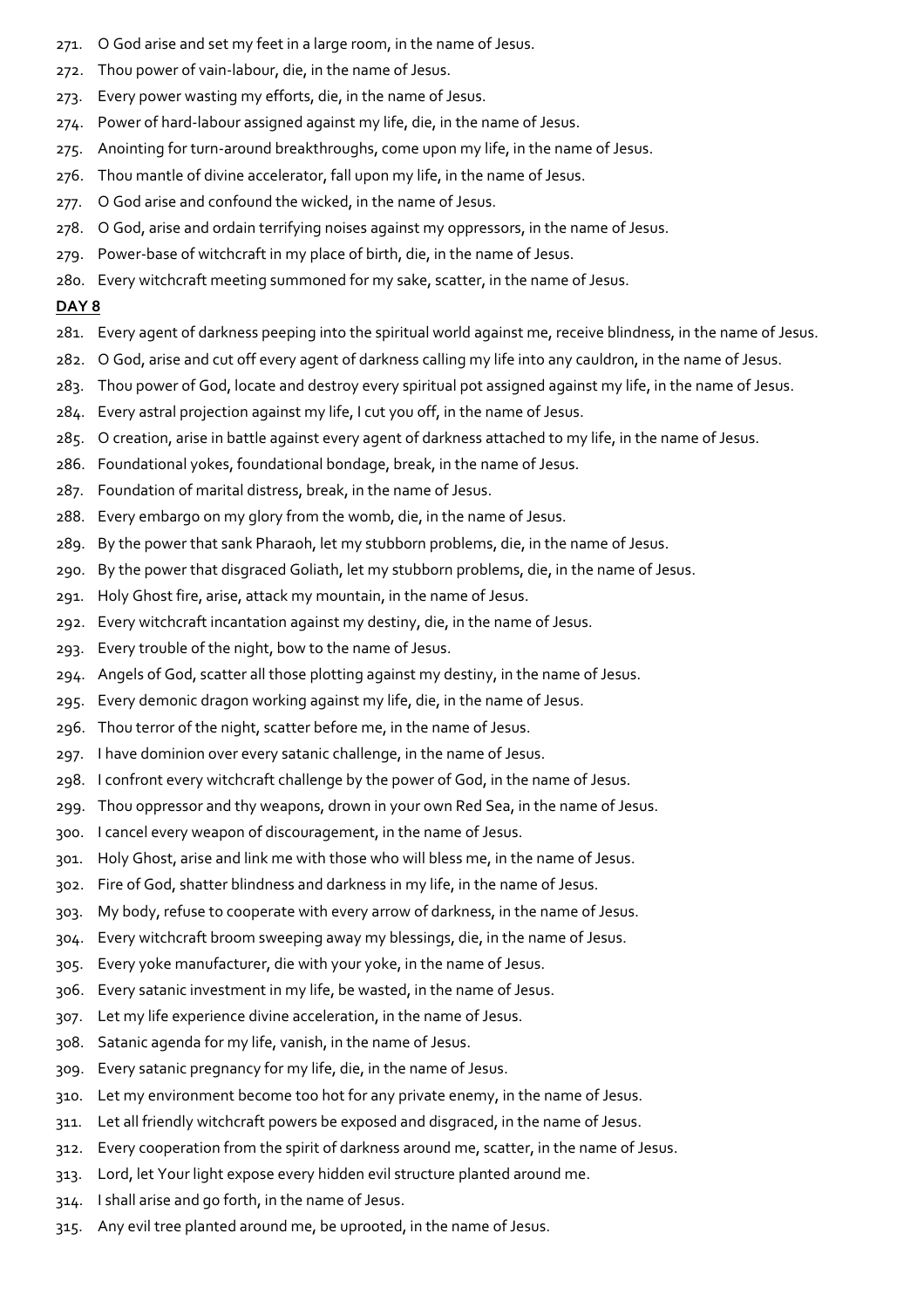271. O God arise and set my feet in a large room, in the name of Jesus.
272. Thou power of vain-labour, die, in the name of Jesus.
273. Every power wasting my efforts, die, in the name of Jesus.
274. Power of hard-labour assigned against my life, die, in the name of Jesus.
275. Anointing for turn-around breakthroughs, come upon my life, in the name of Jesus.
276. Thou mantle of divine accelerator, fall upon my life, in the name of Jesus.
277. O God arise and confound the wicked, in the name of Jesus.
278. O God, arise and ordain terrifying noises against my oppressors, in the name of Jesus.
279. Power-base of witchcraft in my place of birth, die, in the name of Jesus.
280. Every witchcraft meeting summoned for my sake, scatter, in the name of Jesus.

**DAY 8**

281. Every agent of darkness peeping into the spiritual world against me, receive blindness, in the name of Jesus.
282. O God, arise and cut off every agent of darkness calling my life into any cauldron, in the name of Jesus.
283. Thou power of God, locate and destroy every spiritual pot assigned against my life, in the name of Jesus.
284. Every astral projection against my life, I cut you off, in the name of Jesus.
285. O creation, arise in battle against every agent of darkness attached to my life, in the name of Jesus.
286. Foundational yokes, foundational bondage, break, in the name of Jesus.
287. Foundation of marital distress, break, in the name of Jesus.
288. Every embargo on my glory from the womb, die, in the name of Jesus.
289. By the power that sank Pharaoh, let my stubborn problems, die, in the name of Jesus.
290. By the power that disgraced Goliath, let my stubborn problems, die, in the name of Jesus.
291. Holy Ghost fire, arise, attack my mountain, in the name of Jesus.
292. Every witchcraft incantation against my destiny, die, in the name of Jesus.
293. Every trouble of the night, bow to the name of Jesus.
294. Angels of God, scatter all those plotting against my destiny, in the name of Jesus.
295. Every demonic dragon working against my life, die, in the name of Jesus.
296. Thou terror of the night, scatter before me, in the name of Jesus.
297. I have dominion over every satanic challenge, in the name of Jesus.
298. I confront every witchcraft challenge by the power of God, in the name of Jesus.
299. Thou oppressor and thy weapons, drown in your own Red Sea, in the name of Jesus.
300. I cancel every weapon of discouragement, in the name of Jesus.
301. Holy Ghost, arise and link me with those who will bless me, in the name of Jesus.
302. Fire of God, shatter blindness and darkness in my life, in the name of Jesus.
303. My body, refuse to cooperate with every arrow of darkness, in the name of Jesus.
304. Every witchcraft broom sweeping away my blessings, die, in the name of Jesus.
305. Every yoke manufacturer, die with your yoke, in the name of Jesus.
306. Every satanic investment in my life, be wasted, in the name of Jesus.
307. Let my life experience divine acceleration, in the name of Jesus.
308. Satanic agenda for my life, vanish, in the name of Jesus.
309. Every satanic pregnancy for my life, die, in the name of Jesus.
310. Let my environment become too hot for any private enemy, in the name of Jesus.
311. Let all friendly witchcraft powers be exposed and disgraced, in the name of Jesus.
312. Every cooperation from the spirit of darkness around me, scatter, in the name of Jesus.
313. Lord, let Your light expose every hidden evil structure planted around me.
314. I shall arise and go forth, in the name of Jesus.
315. Any evil tree planted around me, be uprooted, in the name of Jesus.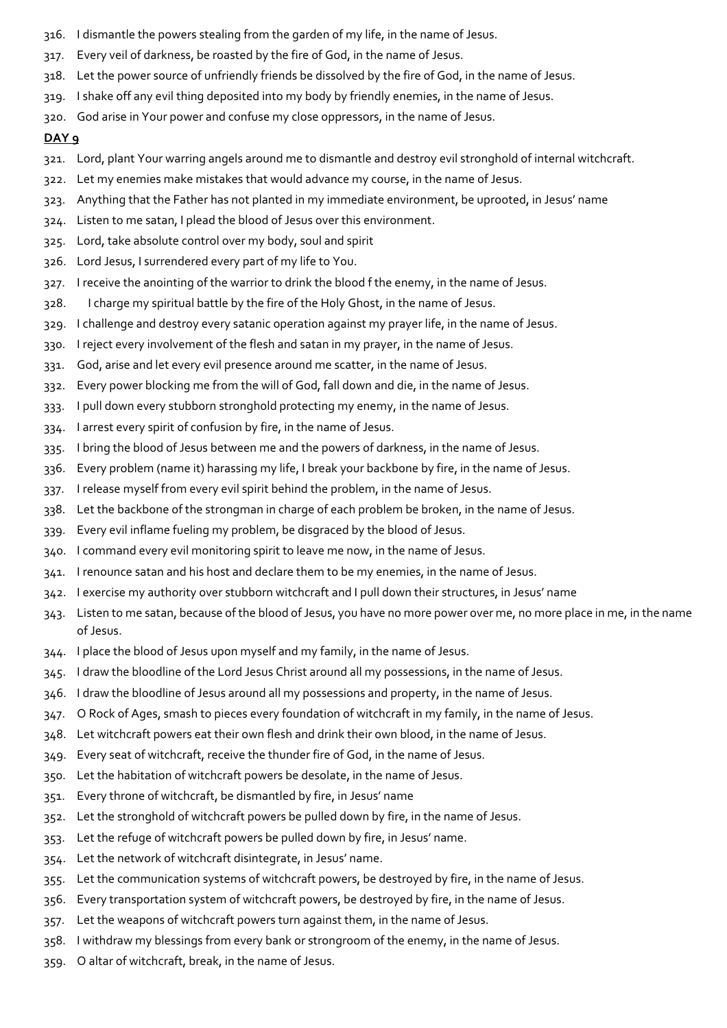316. I dismantle the powers stealing from the garden of my life, in the name of Jesus.
317. Every veil of darkness, be roasted by the fire of God, in the name of Jesus.
318. Let the power source of unfriendly friends be dissolved by the fire of God, in the name of Jesus.
319. I shake off any evil thing deposited into my body by friendly enemies, in the name of Jesus.
320. God arise in Your power and confuse my close oppressors, in the name of Jesus.

**DAY 9**

321. Lord, plant Your warring angels around me to dismantle and destroy evil stronghold of internal witchcraft.
322. Let my enemies make mistakes that would advance my course, in the name of Jesus.
323. Anything that the Father has not planted in my immediate environment, be uprooted, in Jesus' name
324. Listen to me satan, I plead the blood of Jesus over this environment.
325. Lord, take absolute control over my body, soul and spirit
326. Lord Jesus, I surrendered every part of my life to You.
327. I receive the anointing of the warrior to drink the blood f the enemy, in the name of Jesus.
328. I charge my spiritual battle by the fire of the Holy Ghost, in the name of Jesus.
329. I challenge and destroy every satanic operation against my prayer life, in the name of Jesus.
330. I reject every involvement of the flesh and satan in my prayer, in the name of Jesus.
331. God, arise and let every evil presence around me scatter, in the name of Jesus.
332. Every power blocking me from the will of God, fall down and die, in the name of Jesus.
333. I pull down every stubborn stronghold protecting my enemy, in the name of Jesus.
334. I arrest every spirit of confusion by fire, in the name of Jesus.
335. I bring the blood of Jesus between me and the powers of darkness, in the name of Jesus.
336. Every problem (name it) harassing my life, I break your backbone by fire, in the name of Jesus.
337. I release myself from every evil spirit behind the problem, in the name of Jesus.
338. Let the backbone of the strongman in charge of each problem be broken, in the name of Jesus.
339. Every evil inflame fueling my problem, be disgraced by the blood of Jesus.
340. I command every evil monitoring spirit to leave me now, in the name of Jesus.
341. I renounce satan and his host and declare them to be my enemies, in the name of Jesus.
342. I exercise my authority over stubborn witchcraft and I pull down their structures, in Jesus' name
343. Listen to me satan, because of the blood of Jesus, you have no more power over me, no more place in me, in the name of Jesus.
344. I place the blood of Jesus upon myself and my family, in the name of Jesus.
345. I draw the bloodline of the Lord Jesus Christ around all my possessions, in the name of Jesus.
346. I draw the bloodline of Jesus around all my possessions and property, in the name of Jesus.
347. O Rock of Ages, smash to pieces every foundation of witchcraft in my family, in the name of Jesus.
348. Let witchcraft powers eat their own flesh and drink their own blood, in the name of Jesus.
349. Every seat of witchcraft, receive the thunder fire of God, in the name of Jesus.
350. Let the habitation of witchcraft powers be desolate, in the name of Jesus.
351. Every throne of witchcraft, be dismantled by fire, in Jesus' name
352. Let the stronghold of witchcraft powers be pulled down by fire, in the name of Jesus.
353. Let the refuge of witchcraft powers be pulled down by fire, in Jesus' name.
354. Let the network of witchcraft disintegrate, in Jesus' name.
355. Let the communication systems of witchcraft powers, be destroyed by fire, in the name of Jesus.
356. Every transportation system of witchcraft powers, be destroyed by fire, in the name of Jesus.
357. Let the weapons of witchcraft powers turn against them, in the name of Jesus.
358. I withdraw my blessings from every bank or strongroom of the enemy, in the name of Jesus.
359. O altar of witchcraft, break, in the name of Jesus.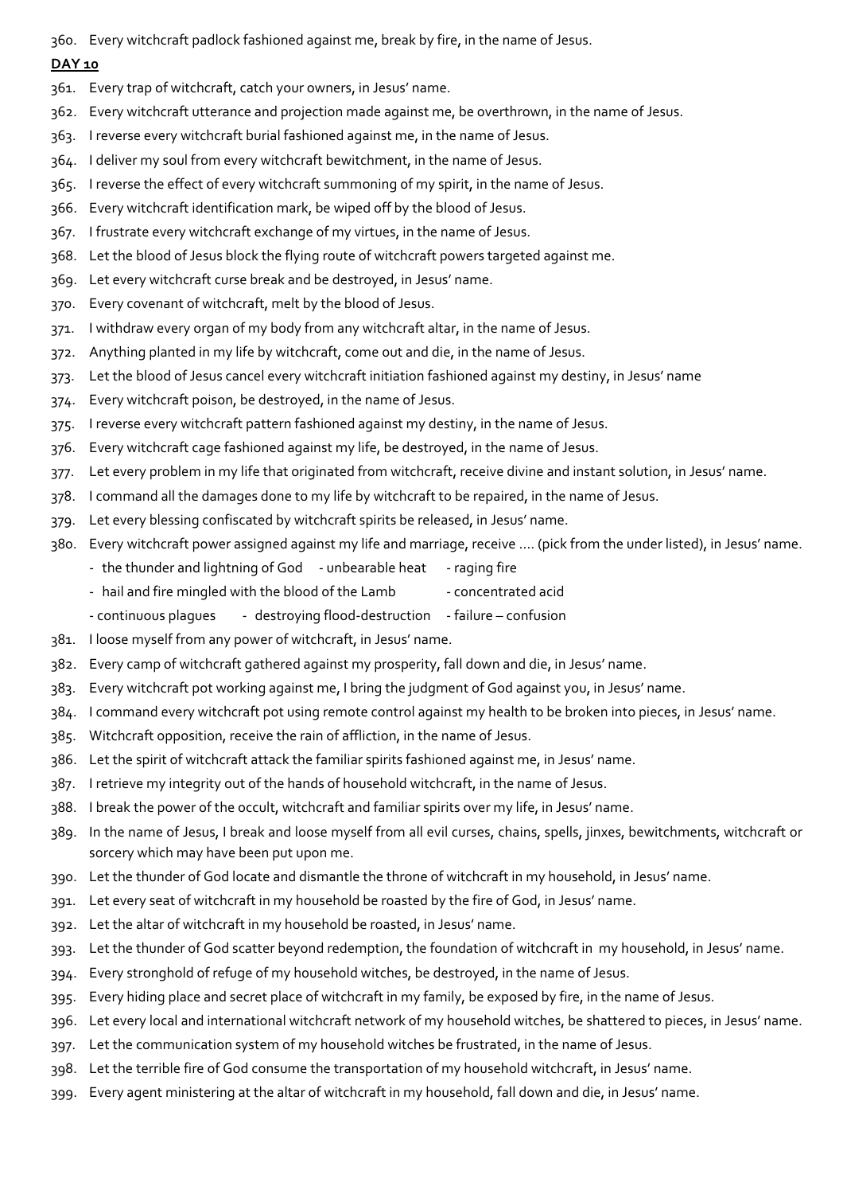360. Every witchcraft padlock fashioned against me, break by fire, in the name of Jesus.

**DAY 10**

361. Every trap of witchcraft, catch your owners, in Jesus' name.
362. Every witchcraft utterance and projection made against me, be overthrown, in the name of Jesus.
363. I reverse every witchcraft burial fashioned against me, in the name of Jesus.
364. I deliver my soul from every witchcraft bewitchment, in the name of Jesus.
365. I reverse the effect of every witchcraft summoning of my spirit, in the name of Jesus.
366. Every witchcraft identification mark, be wiped off by the blood of Jesus.
367. I frustrate every witchcraft exchange of my virtues, in the name of Jesus.
368. Let the blood of Jesus block the flying route of witchcraft powers targeted against me.
369. Let every witchcraft curse break and be destroyed, in Jesus' name.
370. Every covenant of witchcraft, melt by the blood of Jesus.
371. I withdraw every organ of my body from any witchcraft altar, in the name of Jesus.
372. Anything planted in my life by witchcraft, come out and die, in the name of Jesus.
373. Let the blood of Jesus cancel every witchcraft initiation fashioned against my destiny, in Jesus' name
374. Every witchcraft poison, be destroyed, in the name of Jesus.
375. I reverse every witchcraft pattern fashioned against my destiny, in the name of Jesus.
376. Every witchcraft cage fashioned against my life, be destroyed, in the name of Jesus.
377. Let every problem in my life that originated from witchcraft, receive divine and instant solution, in Jesus' name.
378. I command all the damages done to my life by witchcraft to be repaired, in the name of Jesus.
379. Let every blessing confiscated by witchcraft spirits be released, in Jesus' name.
380. Every witchcraft power assigned against my life and marriage, receive …. (pick from the under listed), in Jesus' name.
    - the thunder and lightning of God - unbearable heat - raging fire
    - hail and fire mingled with the blood of the Lamb - concentrated acid
    - continuous plagues - destroying flood-destruction - failure – confusion
381. I loose myself from any power of witchcraft, in Jesus' name.
382. Every camp of witchcraft gathered against my prosperity, fall down and die, in Jesus' name.
383. Every witchcraft pot working against me, I bring the judgment of God against you, in Jesus' name.
384. I command every witchcraft pot using remote control against my health to be broken into pieces, in Jesus' name.
385. Witchcraft opposition, receive the rain of affliction, in the name of Jesus.
386. Let the spirit of witchcraft attack the familiar spirits fashioned against me, in Jesus' name.
387. I retrieve my integrity out of the hands of household witchcraft, in the name of Jesus.
388. I break the power of the occult, witchcraft and familiar spirits over my life, in Jesus' name.
389. In the name of Jesus, I break and loose myself from all evil curses, chains, spells, jinxes, bewitchments, witchcraft or sorcery which may have been put upon me.
390. Let the thunder of God locate and dismantle the throne of witchcraft in my household, in Jesus' name.
391. Let every seat of witchcraft in my household be roasted by the fire of God, in Jesus' name.
392. Let the altar of witchcraft in my household be roasted, in Jesus' name.
393. Let the thunder of God scatter beyond redemption, the foundation of witchcraft in my household, in Jesus' name.
394. Every stronghold of refuge of my household witches, be destroyed, in the name of Jesus.
395. Every hiding place and secret place of witchcraft in my family, be exposed by fire, in the name of Jesus.
396. Let every local and international witchcraft network of my household witches, be shattered to pieces, in Jesus' name.
397. Let the communication system of my household witches be frustrated, in the name of Jesus.
398. Let the terrible fire of God consume the transportation of my household witchcraft, in Jesus' name.
399. Every agent ministering at the altar of witchcraft in my household, fall down and die, in Jesus' name.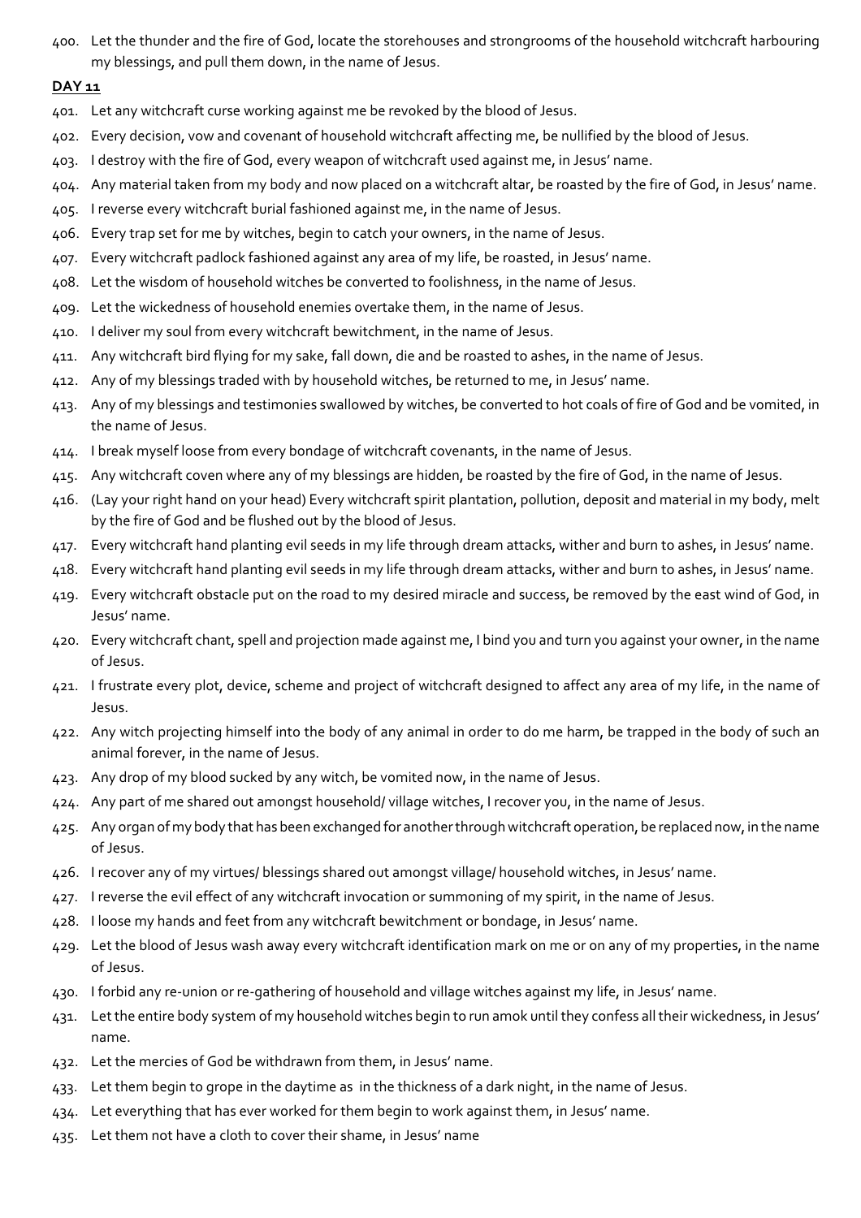400. Let the thunder and the fire of God, locate the storehouses and strongrooms of the household witchcraft harbouring my blessings, and pull them down, in the name of Jesus.

**DAY 11**

401. Let any witchcraft curse working against me be revoked by the blood of Jesus.
402. Every decision, vow and covenant of household witchcraft affecting me, be nullified by the blood of Jesus.
403. I destroy with the fire of God, every weapon of witchcraft used against me, in Jesus' name.
404. Any material taken from my body and now placed on a witchcraft altar, be roasted by the fire of God, in Jesus' name.
405. I reverse every witchcraft burial fashioned against me, in the name of Jesus.
406. Every trap set for me by witches, begin to catch your owners, in the name of Jesus.
407. Every witchcraft padlock fashioned against any area of my life, be roasted, in Jesus' name.
408. Let the wisdom of household witches be converted to foolishness, in the name of Jesus.
409. Let the wickedness of household enemies overtake them, in the name of Jesus.
410. I deliver my soul from every witchcraft bewitchment, in the name of Jesus.
411. Any witchcraft bird flying for my sake, fall down, die and be roasted to ashes, in the name of Jesus.
412. Any of my blessings traded with by household witches, be returned to me, in Jesus' name.
413. Any of my blessings and testimonies swallowed by witches, be converted to hot coals of fire of God and be vomited, in the name of Jesus.
414. I break myself loose from every bondage of witchcraft covenants, in the name of Jesus.
415. Any witchcraft coven where any of my blessings are hidden, be roasted by the fire of God, in the name of Jesus.
416. (Lay your right hand on your head) Every witchcraft spirit plantation, pollution, deposit and material in my body, melt by the fire of God and be flushed out by the blood of Jesus.
417. Every witchcraft hand planting evil seeds in my life through dream attacks, wither and burn to ashes, in Jesus' name.
418. Every witchcraft hand planting evil seeds in my life through dream attacks, wither and burn to ashes, in Jesus' name.
419. Every witchcraft obstacle put on the road to my desired miracle and success, be removed by the east wind of God, in Jesus' name.
420. Every witchcraft chant, spell and projection made against me, I bind you and turn you against your owner, in the name of Jesus.
421. I frustrate every plot, device, scheme and project of witchcraft designed to affect any area of my life, in the name of Jesus.
422. Any witch projecting himself into the body of any animal in order to do me harm, be trapped in the body of such an animal forever, in the name of Jesus.
423. Any drop of my blood sucked by any witch, be vomited now, in the name of Jesus.
424. Any part of me shared out amongst household/ village witches, I recover you, in the name of Jesus.
425. Any organ of my body that has been exchanged for another through witchcraft operation, be replaced now, in the name of Jesus.
426. I recover any of my virtues/ blessings shared out amongst village/ household witches, in Jesus' name.
427. I reverse the evil effect of any witchcraft invocation or summoning of my spirit, in the name of Jesus.
428. I loose my hands and feet from any witchcraft bewitchment or bondage, in Jesus' name.
429. Let the blood of Jesus wash away every witchcraft identification mark on me or on any of my properties, in the name of Jesus.
430. I forbid any re-union or re-gathering of household and village witches against my life, in Jesus' name.
431. Let the entire body system of my household witches begin to run amok until they confess all their wickedness, in Jesus' name.
432. Let the mercies of God be withdrawn from them, in Jesus' name.
433. Let them begin to grope in the daytime as in the thickness of a dark night, in the name of Jesus.
434. Let everything that has ever worked for them begin to work against them, in Jesus' name.
435. Let them not have a cloth to cover their shame, in Jesus' name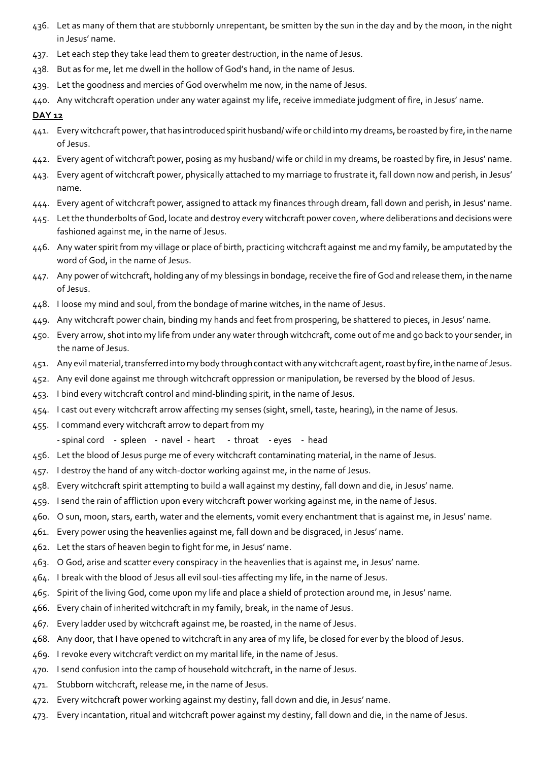436. Let as many of them that are stubbornly unrepentant, be smitten by the sun in the day and by the moon, in the night in Jesus' name.
437. Let each step they take lead them to greater destruction, in the name of Jesus.
438. But as for me, let me dwell in the hollow of God's hand, in the name of Jesus.
439. Let the goodness and mercies of God overwhelm me now, in the name of Jesus.
440. Any witchcraft operation under any water against my life, receive immediate judgment of fire, in Jesus' name.

**DAY 12**

441. Every witchcraft power, that has introduced spirit husband/ wife or child into my dreams, be roasted by fire, in the name of Jesus.
442. Every agent of witchcraft power, posing as my husband/ wife or child in my dreams, be roasted by fire, in Jesus' name.
443. Every agent of witchcraft power, physically attached to my marriage to frustrate it, fall down now and perish, in Jesus' name.
444. Every agent of witchcraft power, assigned to attack my finances through dream, fall down and perish, in Jesus' name.
445. Let the thunderbolts of God, locate and destroy every witchcraft power coven, where deliberations and decisions were fashioned against me, in the name of Jesus.
446. Any water spirit from my village or place of birth, practicing witchcraft against me and my family, be amputated by the word of God, in the name of Jesus.
447. Any power of witchcraft, holding any of my blessings in bondage, receive the fire of God and release them, in the name of Jesus.
448. I loose my mind and soul, from the bondage of marine witches, in the name of Jesus.
449. Any witchcraft power chain, binding my hands and feet from prospering, be shattered to pieces, in Jesus' name.
450. Every arrow, shot into my life from under any water through witchcraft, come out of me and go back to your sender, in the name of Jesus.
451. Any evil material, transferred into my body through contact with any witchcraft agent, roast by fire, in the name of Jesus.
452. Any evil done against me through witchcraft oppression or manipulation, be reversed by the blood of Jesus.
453. I bind every witchcraft control and mind-blinding spirit, in the name of Jesus.
454. I cast out every witchcraft arrow affecting my senses (sight, smell, taste, hearing), in the name of Jesus.
455. I command every witchcraft arrow to depart from my
    - spinal cord - spleen - navel - heart - throat - eyes - head
456. Let the blood of Jesus purge me of every witchcraft contaminating material, in the name of Jesus.
457. I destroy the hand of any witch-doctor working against me, in the name of Jesus.
458. Every witchcraft spirit attempting to build a wall against my destiny, fall down and die, in Jesus' name.
459. I send the rain of affliction upon every witchcraft power working against me, in the name of Jesus.
460. O sun, moon, stars, earth, water and the elements, vomit every enchantment that is against me, in Jesus' name.
461. Every power using the heavenlies against me, fall down and be disgraced, in Jesus' name.
462. Let the stars of heaven begin to fight for me, in Jesus' name.
463. O God, arise and scatter every conspiracy in the heavenlies that is against me, in Jesus' name.
464. I break with the blood of Jesus all evil soul-ties affecting my life, in the name of Jesus.
465. Spirit of the living God, come upon my life and place a shield of protection around me, in Jesus' name.
466. Every chain of inherited witchcraft in my family, break, in the name of Jesus.
467. Every ladder used by witchcraft against me, be roasted, in the name of Jesus.
468. Any door, that I have opened to witchcraft in any area of my life, be closed for ever by the blood of Jesus.
469. I revoke every witchcraft verdict on my marital life, in the name of Jesus.
470. I send confusion into the camp of household witchcraft, in the name of Jesus.
471. Stubborn witchcraft, release me, in the name of Jesus.
472. Every witchcraft power working against my destiny, fall down and die, in Jesus' name.
473. Every incantation, ritual and witchcraft power against my destiny, fall down and die, in the name of Jesus.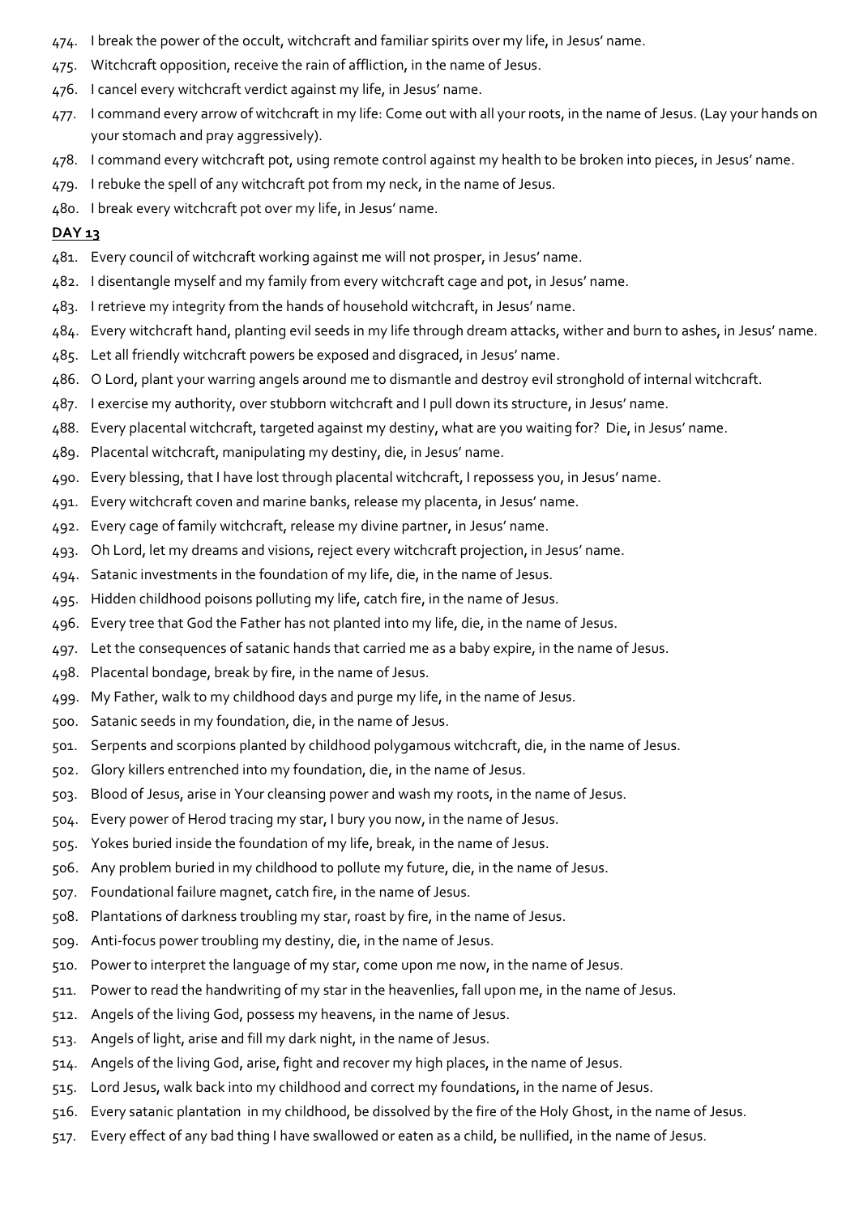474. I break the power of the occult, witchcraft and familiar spirits over my life, in Jesus' name.
475. Witchcraft opposition, receive the rain of affliction, in the name of Jesus.
476. I cancel every witchcraft verdict against my life, in Jesus' name.
477. I command every arrow of witchcraft in my life: Come out with all your roots, in the name of Jesus. (Lay your hands on your stomach and pray aggressively).
478. I command every witchcraft pot, using remote control against my health to be broken into pieces, in Jesus' name.
479. I rebuke the spell of any witchcraft pot from my neck, in the name of Jesus.
480. I break every witchcraft pot over my life, in Jesus' name.

**DAY 13**

481. Every council of witchcraft working against me will not prosper, in Jesus' name.
482. I disentangle myself and my family from every witchcraft cage and pot, in Jesus' name.
483. I retrieve my integrity from the hands of household witchcraft, in Jesus' name.
484. Every witchcraft hand, planting evil seeds in my life through dream attacks, wither and burn to ashes, in Jesus' name.
485. Let all friendly witchcraft powers be exposed and disgraced, in Jesus' name.
486. O Lord, plant your warring angels around me to dismantle and destroy evil stronghold of internal witchcraft.
487. I exercise my authority, over stubborn witchcraft and I pull down its structure, in Jesus' name.
488. Every placental witchcraft, targeted against my destiny, what are you waiting for? Die, in Jesus' name.
489. Placental witchcraft, manipulating my destiny, die, in Jesus' name.
490. Every blessing, that I have lost through placental witchcraft, I repossess you, in Jesus' name.
491. Every witchcraft coven and marine banks, release my placenta, in Jesus' name.
492. Every cage of family witchcraft, release my divine partner, in Jesus' name.
493. Oh Lord, let my dreams and visions, reject every witchcraft projection, in Jesus' name.
494. Satanic investments in the foundation of my life, die, in the name of Jesus.
495. Hidden childhood poisons polluting my life, catch fire, in the name of Jesus.
496. Every tree that God the Father has not planted into my life, die, in the name of Jesus.
497. Let the consequences of satanic hands that carried me as a baby expire, in the name of Jesus.
498. Placental bondage, break by fire, in the name of Jesus.
499. My Father, walk to my childhood days and purge my life, in the name of Jesus.
500. Satanic seeds in my foundation, die, in the name of Jesus.
501. Serpents and scorpions planted by childhood polygamous witchcraft, die, in the name of Jesus.
502. Glory killers entrenched into my foundation, die, in the name of Jesus.
503. Blood of Jesus, arise in Your cleansing power and wash my roots, in the name of Jesus.
504. Every power of Herod tracing my star, I bury you now, in the name of Jesus.
505. Yokes buried inside the foundation of my life, break, in the name of Jesus.
506. Any problem buried in my childhood to pollute my future, die, in the name of Jesus.
507. Foundational failure magnet, catch fire, in the name of Jesus.
508. Plantations of darkness troubling my star, roast by fire, in the name of Jesus.
509. Anti-focus power troubling my destiny, die, in the name of Jesus.
510. Power to interpret the language of my star, come upon me now, in the name of Jesus.
511. Power to read the handwriting of my star in the heavenlies, fall upon me, in the name of Jesus.
512. Angels of the living God, possess my heavens, in the name of Jesus.
513. Angels of light, arise and fill my dark night, in the name of Jesus.
514. Angels of the living God, arise, fight and recover my high places, in the name of Jesus.
515. Lord Jesus, walk back into my childhood and correct my foundations, in the name of Jesus.
516. Every satanic plantation in my childhood, be dissolved by the fire of the Holy Ghost, in the name of Jesus.
517. Every effect of any bad thing I have swallowed or eaten as a child, be nullified, in the name of Jesus.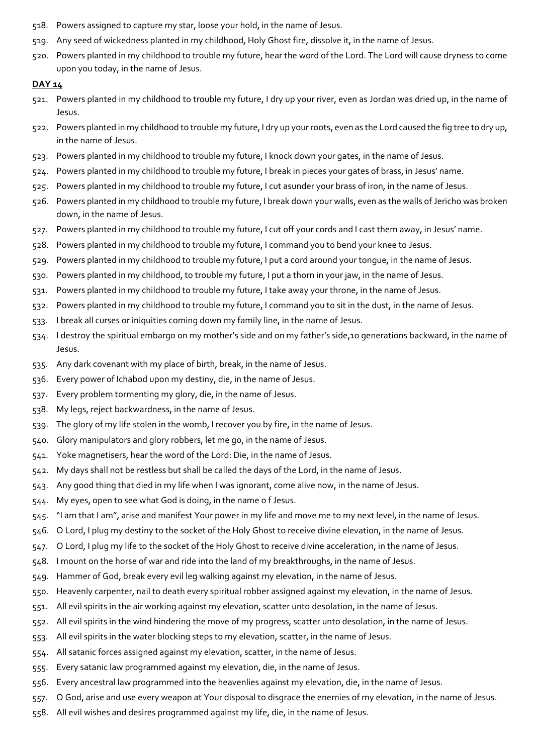518. Powers assigned to capture my star, loose your hold, in the name of Jesus.
519. Any seed of wickedness planted in my childhood, Holy Ghost fire, dissolve it, in the name of Jesus.
520. Powers planted in my childhood to trouble my future, hear the word of the Lord. The Lord will cause dryness to come upon you today, in the name of Jesus.

**DAY 14**

521. Powers planted in my childhood to trouble my future, I dry up your river, even as Jordan was dried up, in the name of Jesus.
522. Powers planted in my childhood to trouble my future, I dry up your roots, even as the Lord caused the fig tree to dry up, in the name of Jesus.
523. Powers planted in my childhood to trouble my future, I knock down your gates, in the name of Jesus.
524. Powers planted in my childhood to trouble my future, I break in pieces your gates of brass, in Jesus' name.
525. Powers planted in my childhood to trouble my future, I cut asunder your brass of iron, in the name of Jesus.
526. Powers planted in my childhood to trouble my future, I break down your walls, even as the walls of Jericho was broken down, in the name of Jesus.
527. Powers planted in my childhood to trouble my future, I cut off your cords and I cast them away, in Jesus' name.
528. Powers planted in my childhood to trouble my future, I command you to bend your knee to Jesus.
529. Powers planted in my childhood to trouble my future, I put a cord around your tongue, in the name of Jesus.
530. Powers planted in my childhood, to trouble my future, I put a thorn in your jaw, in the name of Jesus.
531. Powers planted in my childhood to trouble my future, I take away your throne, in the name of Jesus.
532. Powers planted in my childhood to trouble my future, I command you to sit in the dust, in the name of Jesus.
533. I break all curses or iniquities coming down my family line, in the name of Jesus.
534. I destroy the spiritual embargo on my mother's side and on my father's side,10 generations backward, in the name of Jesus.
535. Any dark covenant with my place of birth, break, in the name of Jesus.
536. Every power of Ichabod upon my destiny, die, in the name of Jesus.
537. Every problem tormenting my glory, die, in the name of Jesus.
538. My legs, reject backwardness, in the name of Jesus.
539. The glory of my life stolen in the womb, I recover you by fire, in the name of Jesus.
540. Glory manipulators and glory robbers, let me go, in the name of Jesus.
541. Yoke magnetisers, hear the word of the Lord: Die, in the name of Jesus.
542. My days shall not be restless but shall be called the days of the Lord, in the name of Jesus.
543. Any good thing that died in my life when I was ignorant, come alive now, in the name of Jesus.
544. My eyes, open to see what God is doing, in the name o f Jesus.
545. "I am that I am", arise and manifest Your power in my life and move me to my next level, in the name of Jesus.
546. O Lord, I plug my destiny to the socket of the Holy Ghost to receive divine elevation, in the name of Jesus.
547. O Lord, I plug my life to the socket of the Holy Ghost to receive divine acceleration, in the name of Jesus.
548. I mount on the horse of war and ride into the land of my breakthroughs, in the name of Jesus.
549. Hammer of God, break every evil leg walking against my elevation, in the name of Jesus.
550. Heavenly carpenter, nail to death every spiritual robber assigned against my elevation, in the name of Jesus.
551. All evil spirits in the air working against my elevation, scatter unto desolation, in the name of Jesus.
552. All evil spirits in the wind hindering the move of my progress, scatter unto desolation, in the name of Jesus.
553. All evil spirits in the water blocking steps to my elevation, scatter, in the name of Jesus.
554. All satanic forces assigned against my elevation, scatter, in the name of Jesus.
555. Every satanic law programmed against my elevation, die, in the name of Jesus.
556. Every ancestral law programmed into the heavenlies against my elevation, die, in the name of Jesus.
557. O God, arise and use every weapon at Your disposal to disgrace the enemies of my elevation, in the name of Jesus.
558. All evil wishes and desires programmed against my life, die, in the name of Jesus.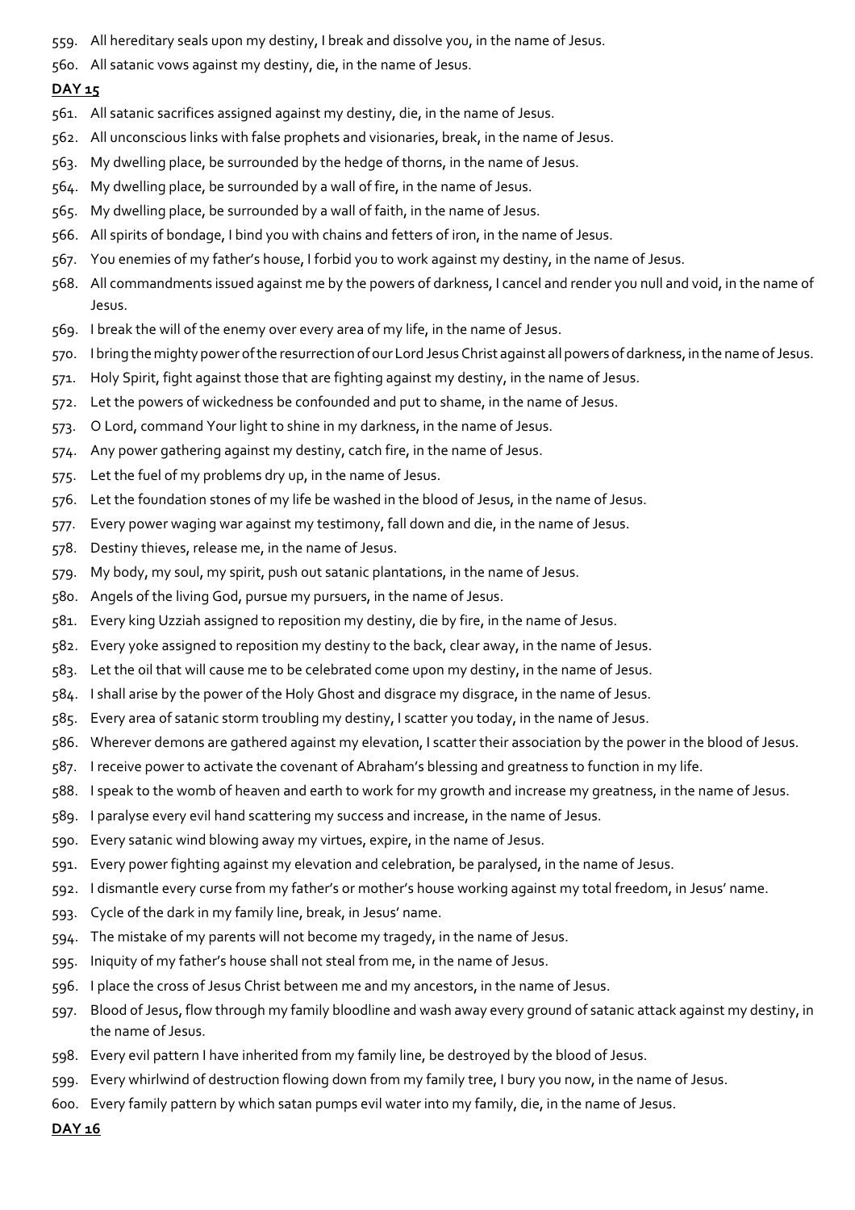559. All hereditary seals upon my destiny, I break and dissolve you, in the name of Jesus.
560. All satanic vows against my destiny, die, in the name of Jesus.

**DAY 15**

561. All satanic sacrifices assigned against my destiny, die, in the name of Jesus.
562. All unconscious links with false prophets and visionaries, break, in the name of Jesus.
563. My dwelling place, be surrounded by the hedge of thorns, in the name of Jesus.
564. My dwelling place, be surrounded by a wall of fire, in the name of Jesus.
565. My dwelling place, be surrounded by a wall of faith, in the name of Jesus.
566. All spirits of bondage, I bind you with chains and fetters of iron, in the name of Jesus.
567. You enemies of my father's house, I forbid you to work against my destiny, in the name of Jesus.
568. All commandments issued against me by the powers of darkness, I cancel and render you null and void, in the name of Jesus.
569. I break the will of the enemy over every area of my life, in the name of Jesus.
570. I bring the mighty power of the resurrection of our Lord Jesus Christ against all powers of darkness, in the name of Jesus.
571. Holy Spirit, fight against those that are fighting against my destiny, in the name of Jesus.
572. Let the powers of wickedness be confounded and put to shame, in the name of Jesus.
573. O Lord, command Your light to shine in my darkness, in the name of Jesus.
574. Any power gathering against my destiny, catch fire, in the name of Jesus.
575. Let the fuel of my problems dry up, in the name of Jesus.
576. Let the foundation stones of my life be washed in the blood of Jesus, in the name of Jesus.
577. Every power waging war against my testimony, fall down and die, in the name of Jesus.
578. Destiny thieves, release me, in the name of Jesus.
579. My body, my soul, my spirit, push out satanic plantations, in the name of Jesus.
580. Angels of the living God, pursue my pursuers, in the name of Jesus.
581. Every king Uzziah assigned to reposition my destiny, die by fire, in the name of Jesus.
582. Every yoke assigned to reposition my destiny to the back, clear away, in the name of Jesus.
583. Let the oil that will cause me to be celebrated come upon my destiny, in the name of Jesus.
584. I shall arise by the power of the Holy Ghost and disgrace my disgrace, in the name of Jesus.
585. Every area of satanic storm troubling my destiny, I scatter you today, in the name of Jesus.
586. Wherever demons are gathered against my elevation, I scatter their association by the power in the blood of Jesus.
587. I receive power to activate the covenant of Abraham's blessing and greatness to function in my life.
588. I speak to the womb of heaven and earth to work for my growth and increase my greatness, in the name of Jesus.
589. I paralyse every evil hand scattering my success and increase, in the name of Jesus.
590. Every satanic wind blowing away my virtues, expire, in the name of Jesus.
591. Every power fighting against my elevation and celebration, be paralysed, in the name of Jesus.
592. I dismantle every curse from my father's or mother's house working against my total freedom, in Jesus' name.
593. Cycle of the dark in my family line, break, in Jesus' name.
594. The mistake of my parents will not become my tragedy, in the name of Jesus.
595. Iniquity of my father's house shall not steal from me, in the name of Jesus.
596. I place the cross of Jesus Christ between me and my ancestors, in the name of Jesus.
597. Blood of Jesus, flow through my family bloodline and wash away every ground of satanic attack against my destiny, in the name of Jesus.
598. Every evil pattern I have inherited from my family line, be destroyed by the blood of Jesus.
599. Every whirlwind of destruction flowing down from my family tree, I bury you now, in the name of Jesus.
600. Every family pattern by which satan pumps evil water into my family, die, in the name of Jesus.

**DAY 16**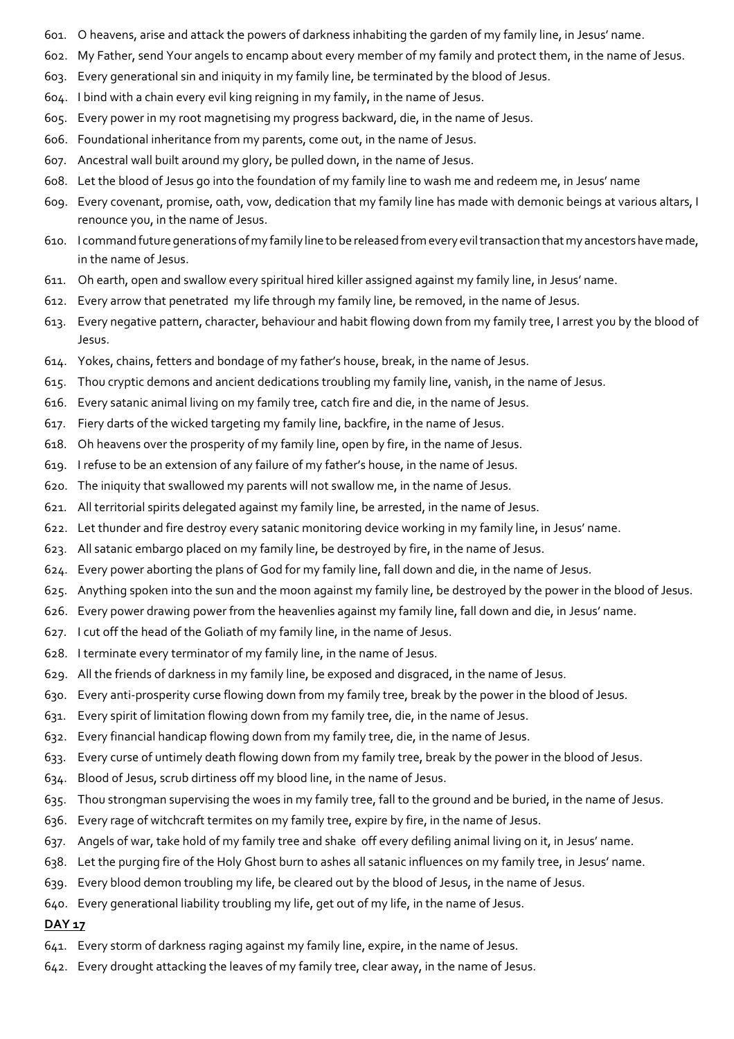601. O heavens, arise and attack the powers of darkness inhabiting the garden of my family line, in Jesus' name.
602. My Father, send Your angels to encamp about every member of my family and protect them, in the name of Jesus.
603. Every generational sin and iniquity in my family line, be terminated by the blood of Jesus.
604. I bind with a chain every evil king reigning in my family, in the name of Jesus.
605. Every power in my root magnetising my progress backward, die, in the name of Jesus.
606. Foundational inheritance from my parents, come out, in the name of Jesus.
607. Ancestral wall built around my glory, be pulled down, in the name of Jesus.
608. Let the blood of Jesus go into the foundation of my family line to wash me and redeem me, in Jesus' name
609. Every covenant, promise, oath, vow, dedication that my family line has made with demonic beings at various altars, I renounce you, in the name of Jesus.
610. I command future generations of my family line to be released from every evil transaction that my ancestors have made, in the name of Jesus.
611. Oh earth, open and swallow every spiritual hired killer assigned against my family line, in Jesus' name.
612. Every arrow that penetrated my life through my family line, be removed, in the name of Jesus.
613. Every negative pattern, character, behaviour and habit flowing down from my family tree, I arrest you by the blood of Jesus.
614. Yokes, chains, fetters and bondage of my father's house, break, in the name of Jesus.
615. Thou cryptic demons and ancient dedications troubling my family line, vanish, in the name of Jesus.
616. Every satanic animal living on my family tree, catch fire and die, in the name of Jesus.
617. Fiery darts of the wicked targeting my family line, backfire, in the name of Jesus.
618. Oh heavens over the prosperity of my family line, open by fire, in the name of Jesus.
619. I refuse to be an extension of any failure of my father's house, in the name of Jesus.
620. The iniquity that swallowed my parents will not swallow me, in the name of Jesus.
621. All territorial spirits delegated against my family line, be arrested, in the name of Jesus.
622. Let thunder and fire destroy every satanic monitoring device working in my family line, in Jesus' name.
623. All satanic embargo placed on my family line, be destroyed by fire, in the name of Jesus.
624. Every power aborting the plans of God for my family line, fall down and die, in the name of Jesus.
625. Anything spoken into the sun and the moon against my family line, be destroyed by the power in the blood of Jesus.
626. Every power drawing power from the heavenlies against my family line, fall down and die, in Jesus' name.
627. I cut off the head of the Goliath of my family line, in the name of Jesus.
628. I terminate every terminator of my family line, in the name of Jesus.
629. All the friends of darkness in my family line, be exposed and disgraced, in the name of Jesus.
630. Every anti-prosperity curse flowing down from my family tree, break by the power in the blood of Jesus.
631. Every spirit of limitation flowing down from my family tree, die, in the name of Jesus.
632. Every financial handicap flowing down from my family tree, die, in the name of Jesus.
633. Every curse of untimely death flowing down from my family tree, break by the power in the blood of Jesus.
634. Blood of Jesus, scrub dirtiness off my blood line, in the name of Jesus.
635. Thou strongman supervising the woes in my family tree, fall to the ground and be buried, in the name of Jesus.
636. Every rage of witchcraft termites on my family tree, expire by fire, in the name of Jesus.
637. Angels of war, take hold of my family tree and shake off every defiling animal living on it, in Jesus' name.
638. Let the purging fire of the Holy Ghost burn to ashes all satanic influences on my family tree, in Jesus' name.
639. Every blood demon troubling my life, be cleared out by the blood of Jesus, in the name of Jesus.
640. Every generational liability troubling my life, get out of my life, in the name of Jesus.

**DAY 17**

641. Every storm of darkness raging against my family line, expire, in the name of Jesus.
642. Every drought attacking the leaves of my family tree, clear away, in the name of Jesus.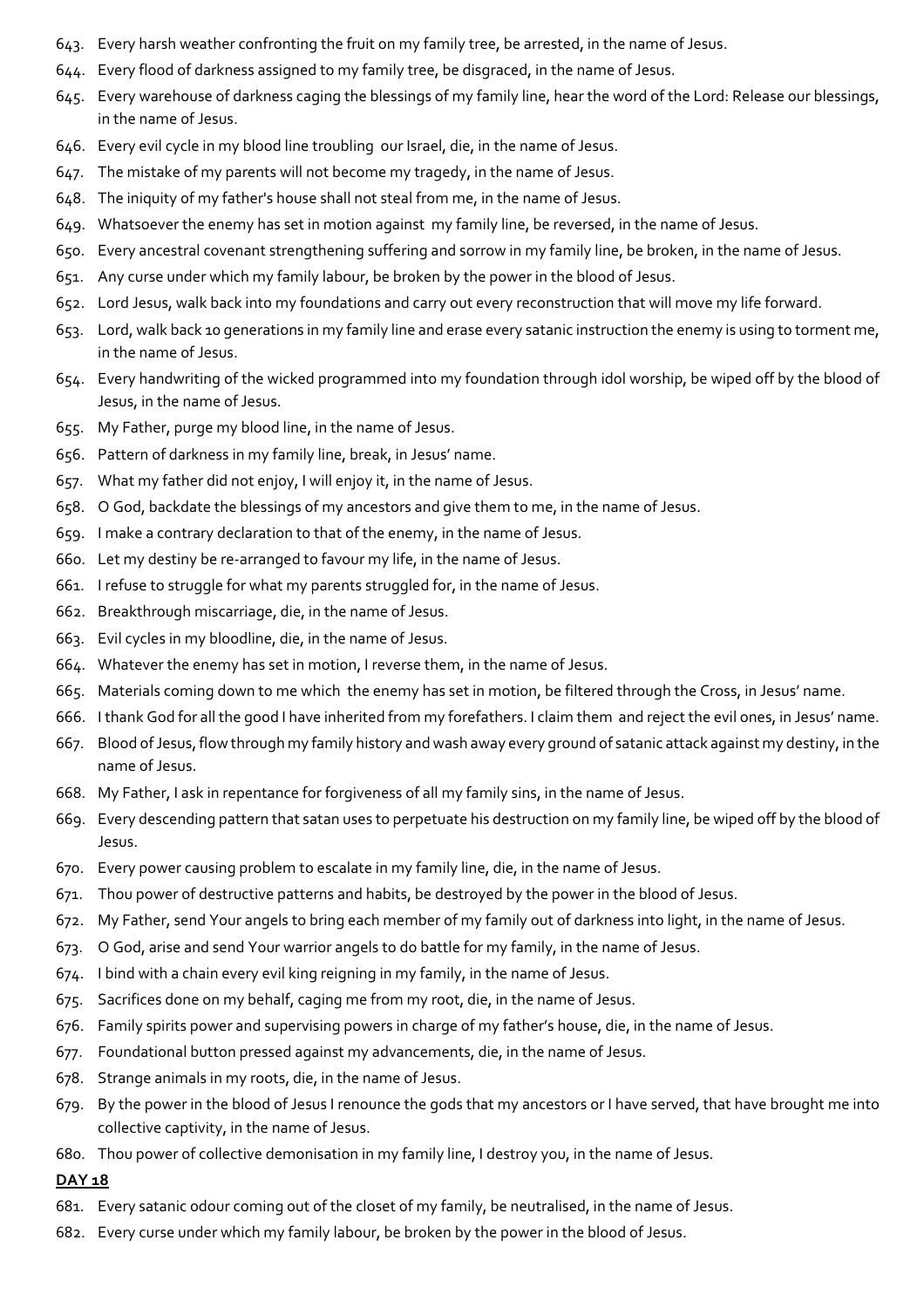643. Every harsh weather confronting the fruit on my family tree, be arrested, in the name of Jesus.
644. Every flood of darkness assigned to my family tree, be disgraced, in the name of Jesus.
645. Every warehouse of darkness caging the blessings of my family line, hear the word of the Lord: Release our blessings, in the name of Jesus.
646. Every evil cycle in my blood line troubling our Israel, die, in the name of Jesus.
647. The mistake of my parents will not become my tragedy, in the name of Jesus.
648. The iniquity of my father's house shall not steal from me, in the name of Jesus.
649. Whatsoever the enemy has set in motion against my family line, be reversed, in the name of Jesus.
650. Every ancestral covenant strengthening suffering and sorrow in my family line, be broken, in the name of Jesus.
651. Any curse under which my family labour, be broken by the power in the blood of Jesus.
652. Lord Jesus, walk back into my foundations and carry out every reconstruction that will move my life forward.
653. Lord, walk back 10 generations in my family line and erase every satanic instruction the enemy is using to torment me, in the name of Jesus.
654. Every handwriting of the wicked programmed into my foundation through idol worship, be wiped off by the blood of Jesus, in the name of Jesus.
655. My Father, purge my blood line, in the name of Jesus.
656. Pattern of darkness in my family line, break, in Jesus' name.
657. What my father did not enjoy, I will enjoy it, in the name of Jesus.
658. O God, backdate the blessings of my ancestors and give them to me, in the name of Jesus.
659. I make a contrary declaration to that of the enemy, in the name of Jesus.
660. Let my destiny be re-arranged to favour my life, in the name of Jesus.
661. I refuse to struggle for what my parents struggled for, in the name of Jesus.
662. Breakthrough miscarriage, die, in the name of Jesus.
663. Evil cycles in my bloodline, die, in the name of Jesus.
664. Whatever the enemy has set in motion, I reverse them, in the name of Jesus.
665. Materials coming down to me which the enemy has set in motion, be filtered through the Cross, in Jesus' name.
666. I thank God for all the good I have inherited from my forefathers. I claim them and reject the evil ones, in Jesus' name.
667. Blood of Jesus, flow through my family history and wash away every ground of satanic attack against my destiny, in the name of Jesus.
668. My Father, I ask in repentance for forgiveness of all my family sins, in the name of Jesus.
669. Every descending pattern that satan uses to perpetuate his destruction on my family line, be wiped off by the blood of Jesus.
670. Every power causing problem to escalate in my family line, die, in the name of Jesus.
671. Thou power of destructive patterns and habits, be destroyed by the power in the blood of Jesus.
672. My Father, send Your angels to bring each member of my family out of darkness into light, in the name of Jesus.
673. O God, arise and send Your warrior angels to do battle for my family, in the name of Jesus.
674. I bind with a chain every evil king reigning in my family, in the name of Jesus.
675. Sacrifices done on my behalf, caging me from my root, die, in the name of Jesus.
676. Family spirits power and supervising powers in charge of my father's house, die, in the name of Jesus.
677. Foundational button pressed against my advancements, die, in the name of Jesus.
678. Strange animals in my roots, die, in the name of Jesus.
679. By the power in the blood of Jesus I renounce the gods that my ancestors or I have served, that have brought me into collective captivity, in the name of Jesus.
680. Thou power of collective demonisation in my family line, I destroy you, in the name of Jesus.

**DAY 18**

681. Every satanic odour coming out of the closet of my family, be neutralised, in the name of Jesus.
682. Every curse under which my family labour, be broken by the power in the blood of Jesus.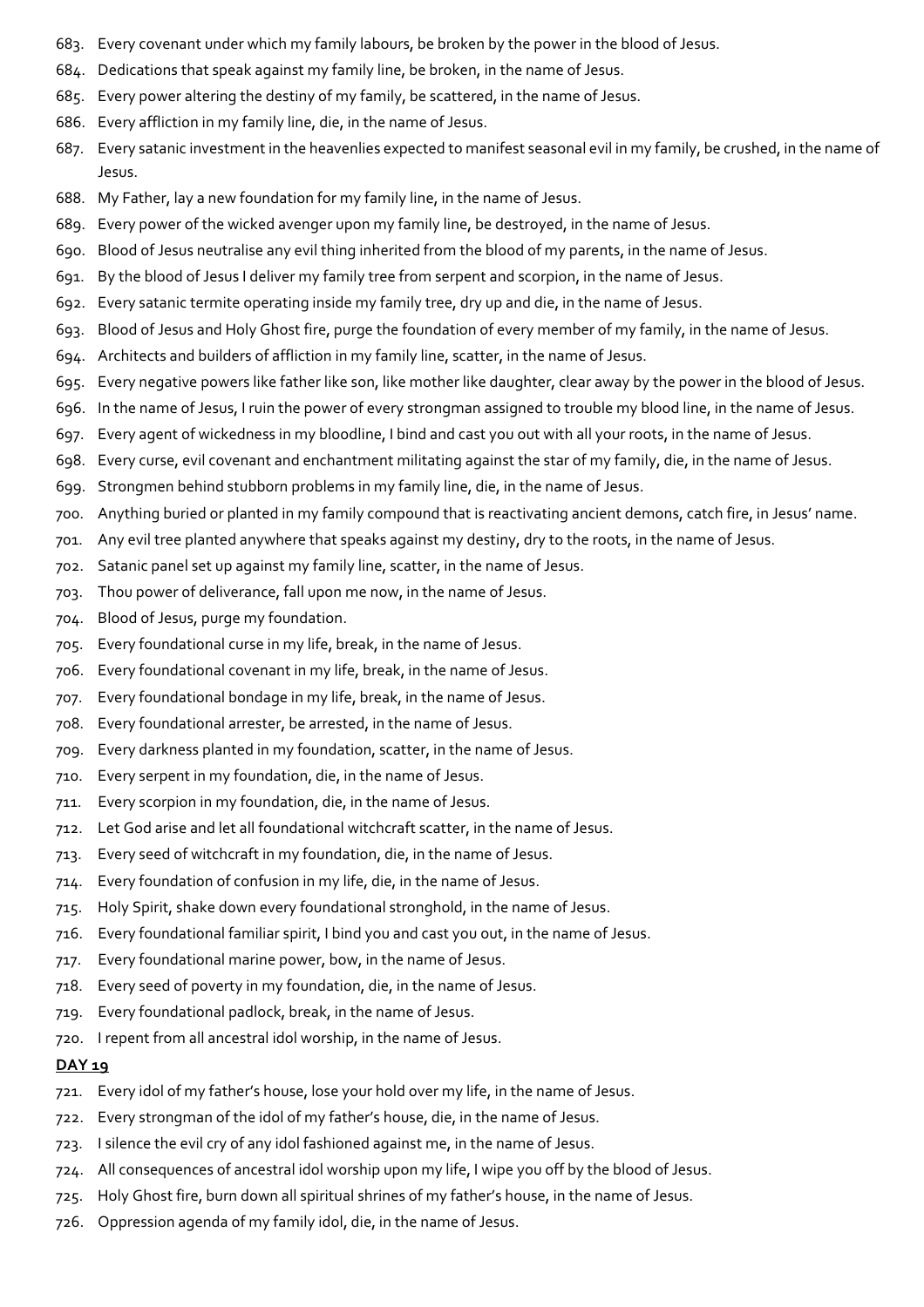683. Every covenant under which my family labours, be broken by the power in the blood of Jesus.
684. Dedications that speak against my family line, be broken, in the name of Jesus.
685. Every power altering the destiny of my family, be scattered, in the name of Jesus.
686. Every affliction in my family line, die, in the name of Jesus.
687. Every satanic investment in the heavenlies expected to manifest seasonal evil in my family, be crushed, in the name of Jesus.
688. My Father, lay a new foundation for my family line, in the name of Jesus.
689. Every power of the wicked avenger upon my family line, be destroyed, in the name of Jesus.
690. Blood of Jesus neutralise any evil thing inherited from the blood of my parents, in the name of Jesus.
691. By the blood of Jesus I deliver my family tree from serpent and scorpion, in the name of Jesus.
692. Every satanic termite operating inside my family tree, dry up and die, in the name of Jesus.
693. Blood of Jesus and Holy Ghost fire, purge the foundation of every member of my family, in the name of Jesus.
694. Architects and builders of affliction in my family line, scatter, in the name of Jesus.
695. Every negative powers like father like son, like mother like daughter, clear away by the power in the blood of Jesus.
696. In the name of Jesus, I ruin the power of every strongman assigned to trouble my blood line, in the name of Jesus.
697. Every agent of wickedness in my bloodline, I bind and cast you out with all your roots, in the name of Jesus.
698. Every curse, evil covenant and enchantment militating against the star of my family, die, in the name of Jesus.
699. Strongmen behind stubborn problems in my family line, die, in the name of Jesus.
700. Anything buried or planted in my family compound that is reactivating ancient demons, catch fire, in Jesus' name.
701. Any evil tree planted anywhere that speaks against my destiny, dry to the roots, in the name of Jesus.
702. Satanic panel set up against my family line, scatter, in the name of Jesus.
703. Thou power of deliverance, fall upon me now, in the name of Jesus.
704. Blood of Jesus, purge my foundation.
705. Every foundational curse in my life, break, in the name of Jesus.
706. Every foundational covenant in my life, break, in the name of Jesus.
707. Every foundational bondage in my life, break, in the name of Jesus.
708. Every foundational arrester, be arrested, in the name of Jesus.
709. Every darkness planted in my foundation, scatter, in the name of Jesus.
710. Every serpent in my foundation, die, in the name of Jesus.
711. Every scorpion in my foundation, die, in the name of Jesus.
712. Let God arise and let all foundational witchcraft scatter, in the name of Jesus.
713. Every seed of witchcraft in my foundation, die, in the name of Jesus.
714. Every foundation of confusion in my life, die, in the name of Jesus.
715. Holy Spirit, shake down every foundational stronghold, in the name of Jesus.
716. Every foundational familiar spirit, I bind you and cast you out, in the name of Jesus.
717. Every foundational marine power, bow, in the name of Jesus.
718. Every seed of poverty in my foundation, die, in the name of Jesus.
719. Every foundational padlock, break, in the name of Jesus.
720. I repent from all ancestral idol worship, in the name of Jesus.

**DAY 19**

721. Every idol of my father's house, lose your hold over my life, in the name of Jesus.
722. Every strongman of the idol of my father's house, die, in the name of Jesus.
723. I silence the evil cry of any idol fashioned against me, in the name of Jesus.
724. All consequences of ancestral idol worship upon my life, I wipe you off by the blood of Jesus.
725. Holy Ghost fire, burn down all spiritual shrines of my father's house, in the name of Jesus.
726. Oppression agenda of my family idol, die, in the name of Jesus.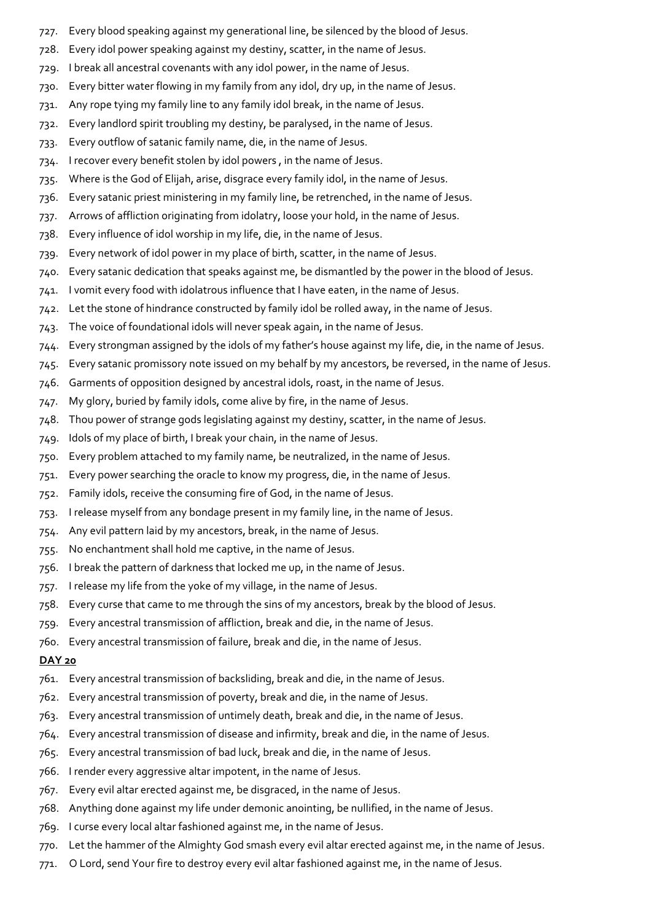727. Every blood speaking against my generational line, be silenced by the blood of Jesus.
728. Every idol power speaking against my destiny, scatter, in the name of Jesus.
729. I break all ancestral covenants with any idol power, in the name of Jesus.
730. Every bitter water flowing in my family from any idol, dry up, in the name of Jesus.
731. Any rope tying my family line to any family idol break, in the name of Jesus.
732. Every landlord spirit troubling my destiny, be paralysed, in the name of Jesus.
733. Every outflow of satanic family name, die, in the name of Jesus.
734. I recover every benefit stolen by idol powers , in the name of Jesus.
735. Where is the God of Elijah, arise, disgrace every family idol, in the name of Jesus.
736. Every satanic priest ministering in my family line, be retrenched, in the name of Jesus.
737. Arrows of affliction originating from idolatry, loose your hold, in the name of Jesus.
738. Every influence of idol worship in my life, die, in the name of Jesus.
739. Every network of idol power in my place of birth, scatter, in the name of Jesus.
740. Every satanic dedication that speaks against me, be dismantled by the power in the blood of Jesus.
741. I vomit every food with idolatrous influence that I have eaten, in the name of Jesus.
742. Let the stone of hindrance constructed by family idol be rolled away, in the name of Jesus.
743. The voice of foundational idols will never speak again, in the name of Jesus.
744. Every strongman assigned by the idols of my father's house against my life, die, in the name of Jesus.
745. Every satanic promissory note issued on my behalf by my ancestors, be reversed, in the name of Jesus.
746. Garments of opposition designed by ancestral idols, roast, in the name of Jesus.
747. My glory, buried by family idols, come alive by fire, in the name of Jesus.
748. Thou power of strange gods legislating against my destiny, scatter, in the name of Jesus.
749. Idols of my place of birth, I break your chain, in the name of Jesus.
750. Every problem attached to my family name, be neutralized, in the name of Jesus.
751. Every power searching the oracle to know my progress, die, in the name of Jesus.
752. Family idols, receive the consuming fire of God, in the name of Jesus.
753. I release myself from any bondage present in my family line, in the name of Jesus.
754. Any evil pattern laid by my ancestors, break, in the name of Jesus.
755. No enchantment shall hold me captive, in the name of Jesus.
756. I break the pattern of darkness that locked me up, in the name of Jesus.
757. I release my life from the yoke of my village, in the name of Jesus.
758. Every curse that came to me through the sins of my ancestors, break by the blood of Jesus.
759. Every ancestral transmission of affliction, break and die, in the name of Jesus.
760. Every ancestral transmission of failure, break and die, in the name of Jesus.

**DAY 20**

761. Every ancestral transmission of backsliding, break and die, in the name of Jesus.
762. Every ancestral transmission of poverty, break and die, in the name of Jesus.
763. Every ancestral transmission of untimely death, break and die, in the name of Jesus.
764. Every ancestral transmission of disease and infirmity, break and die, in the name of Jesus.
765. Every ancestral transmission of bad luck, break and die, in the name of Jesus.
766. I render every aggressive altar impotent, in the name of Jesus.
767. Every evil altar erected against me, be disgraced, in the name of Jesus.
768. Anything done against my life under demonic anointing, be nullified, in the name of Jesus.
769. I curse every local altar fashioned against me, in the name of Jesus.
770. Let the hammer of the Almighty God smash every evil altar erected against me, in the name of Jesus.
771. O Lord, send Your fire to destroy every evil altar fashioned against me, in the name of Jesus.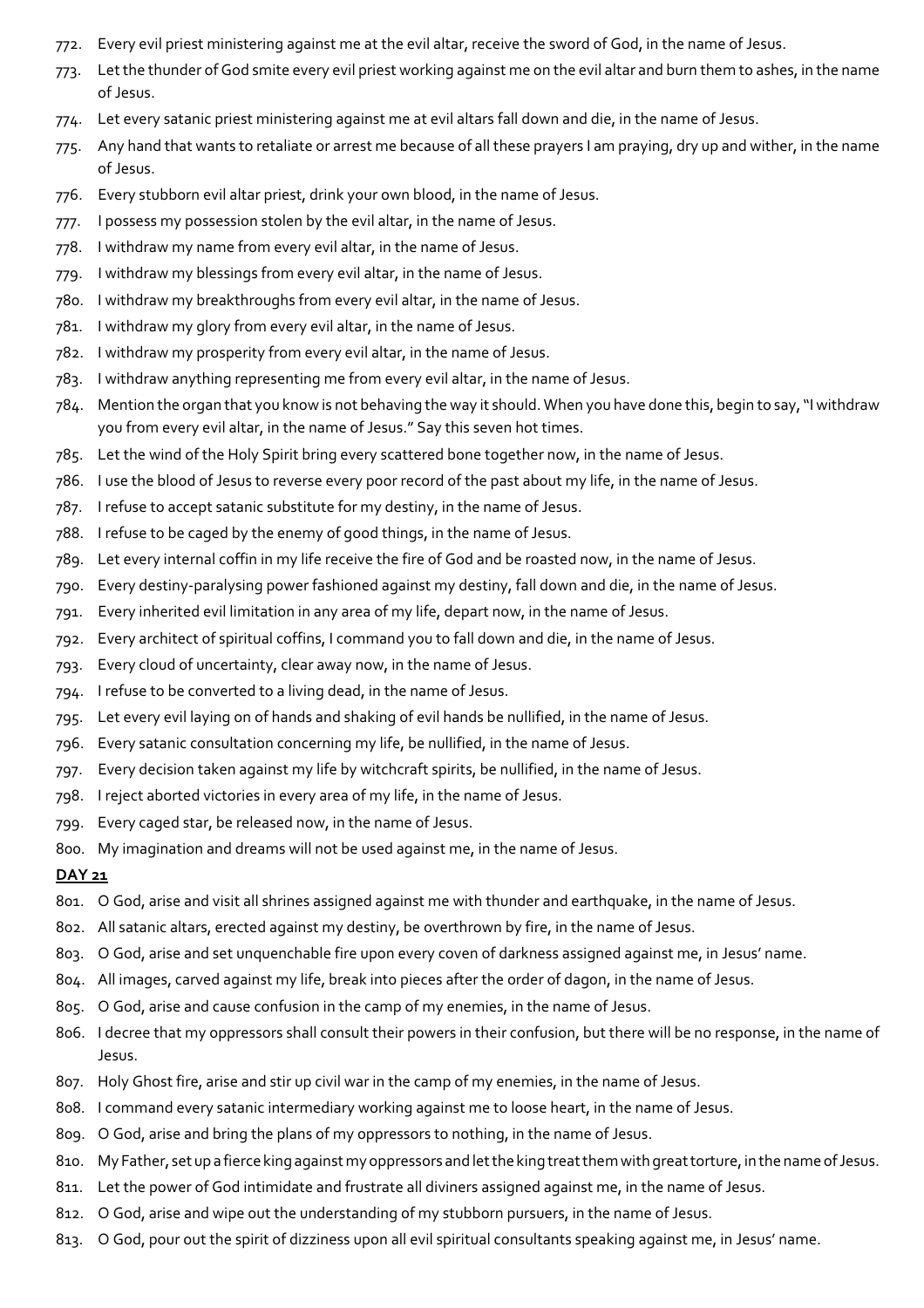772. Every evil priest ministering against me at the evil altar, receive the sword of God, in the name of Jesus.
773. Let the thunder of God smite every evil priest working against me on the evil altar and burn them to ashes, in the name of Jesus.
774. Let every satanic priest ministering against me at evil altars fall down and die, in the name of Jesus.
775. Any hand that wants to retaliate or arrest me because of all these prayers I am praying, dry up and wither, in the name of Jesus.
776. Every stubborn evil altar priest, drink your own blood, in the name of Jesus.
777. I possess my possession stolen by the evil altar, in the name of Jesus.
778. I withdraw my name from every evil altar, in the name of Jesus.
779. I withdraw my blessings from every evil altar, in the name of Jesus.
780. I withdraw my breakthroughs from every evil altar, in the name of Jesus.
781. I withdraw my glory from every evil altar, in the name of Jesus.
782. I withdraw my prosperity from every evil altar, in the name of Jesus.
783. I withdraw anything representing me from every evil altar, in the name of Jesus.
784. Mention the organ that you know is not behaving the way it should. When you have done this, begin to say, "I withdraw you from every evil altar, in the name of Jesus." Say this seven hot times.
785. Let the wind of the Holy Spirit bring every scattered bone together now, in the name of Jesus.
786. I use the blood of Jesus to reverse every poor record of the past about my life, in the name of Jesus.
787. I refuse to accept satanic substitute for my destiny, in the name of Jesus.
788. I refuse to be caged by the enemy of good things, in the name of Jesus.
789. Let every internal coffin in my life receive the fire of God and be roasted now, in the name of Jesus.
790. Every destiny-paralysing power fashioned against my destiny, fall down and die, in the name of Jesus.
791. Every inherited evil limitation in any area of my life, depart now, in the name of Jesus.
792. Every architect of spiritual coffins, I command you to fall down and die, in the name of Jesus.
793. Every cloud of uncertainty, clear away now, in the name of Jesus.
794. I refuse to be converted to a living dead, in the name of Jesus.
795. Let every evil laying on of hands and shaking of evil hands be nullified, in the name of Jesus.
796. Every satanic consultation concerning my life, be nullified, in the name of Jesus.
797. Every decision taken against my life by witchcraft spirits, be nullified, in the name of Jesus.
798. I reject aborted victories in every area of my life, in the name of Jesus.
799. Every caged star, be released now, in the name of Jesus.
800. My imagination and dreams will not be used against me, in the name of Jesus.

**DAY 21**

801. O God, arise and visit all shrines assigned against me with thunder and earthquake, in the name of Jesus.
802. All satanic altars, erected against my destiny, be overthrown by fire, in the name of Jesus.
803. O God, arise and set unquenchable fire upon every coven of darkness assigned against me, in Jesus' name.
804. All images, carved against my life, break into pieces after the order of dagon, in the name of Jesus.
805. O God, arise and cause confusion in the camp of my enemies, in the name of Jesus.
806. I decree that my oppressors shall consult their powers in their confusion, but there will be no response, in the name of Jesus.
807. Holy Ghost fire, arise and stir up civil war in the camp of my enemies, in the name of Jesus.
808. I command every satanic intermediary working against me to loose heart, in the name of Jesus.
809. O God, arise and bring the plans of my oppressors to nothing, in the name of Jesus.
810. My Father, set up a fierce king against my oppressors and let the king treat them with great torture, in the name of Jesus.
811. Let the power of God intimidate and frustrate all diviners assigned against me, in the name of Jesus.
812. O God, arise and wipe out the understanding of my stubborn pursuers, in the name of Jesus.
813. O God, pour out the spirit of dizziness upon all evil spiritual consultants speaking against me, in Jesus' name.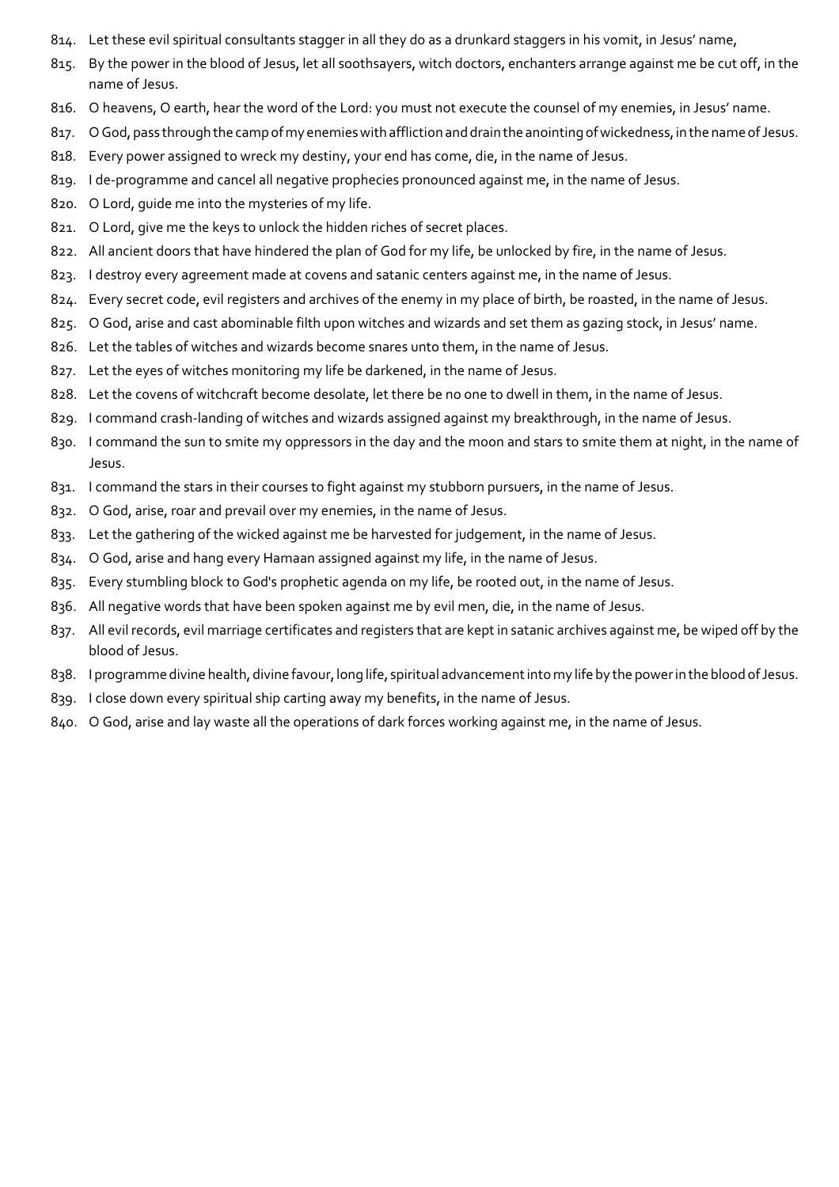814. Let these evil spiritual consultants stagger in all they do as a drunkard staggers in his vomit, in Jesus' name,
815. By the power in the blood of Jesus, let all soothsayers, witch doctors, enchanters arrange against me be cut off, in the name of Jesus.
816. O heavens, O earth, hear the word of the Lord: you must not execute the counsel of my enemies, in Jesus' name.
817. O God, pass through the camp of my enemies with affliction and drain the anointing of wickedness, in the name of Jesus.
818. Every power assigned to wreck my destiny, your end has come, die, in the name of Jesus.
819. I de-programme and cancel all negative prophecies pronounced against me, in the name of Jesus.
820. O Lord, guide me into the mysteries of my life.
821. O Lord, give me the keys to unlock the hidden riches of secret places.
822. All ancient doors that have hindered the plan of God for my life, be unlocked by fire, in the name of Jesus.
823. I destroy every agreement made at covens and satanic centers against me, in the name of Jesus.
824. Every secret code, evil registers and archives of the enemy in my place of birth, be roasted, in the name of Jesus.
825. O God, arise and cast abominable filth upon witches and wizards and set them as gazing stock, in Jesus' name.
826. Let the tables of witches and wizards become snares unto them, in the name of Jesus.
827. Let the eyes of witches monitoring my life be darkened, in the name of Jesus.
828. Let the covens of witchcraft become desolate, let there be no one to dwell in them, in the name of Jesus.
829. I command crash-landing of witches and wizards assigned against my breakthrough, in the name of Jesus.
830. I command the sun to smite my oppressors in the day and the moon and stars to smite them at night, in the name of Jesus.
831. I command the stars in their courses to fight against my stubborn pursuers, in the name of Jesus.
832. O God, arise, roar and prevail over my enemies, in the name of Jesus.
833. Let the gathering of the wicked against me be harvested for judgement, in the name of Jesus.
834. O God, arise and hang every Hamaan assigned against my life, in the name of Jesus.
835. Every stumbling block to God's prophetic agenda on my life, be rooted out, in the name of Jesus.
836. All negative words that have been spoken against me by evil men, die, in the name of Jesus.
837. All evil records, evil marriage certificates and registers that are kept in satanic archives against me, be wiped off by the blood of Jesus.
838. I programme divine health, divine favour, long life, spiritual advancement into my life by the power in the blood of Jesus.
839. I close down every spiritual ship carting away my benefits, in the name of Jesus.
840. O God, arise and lay waste all the operations of dark forces working against me, in the name of Jesus.